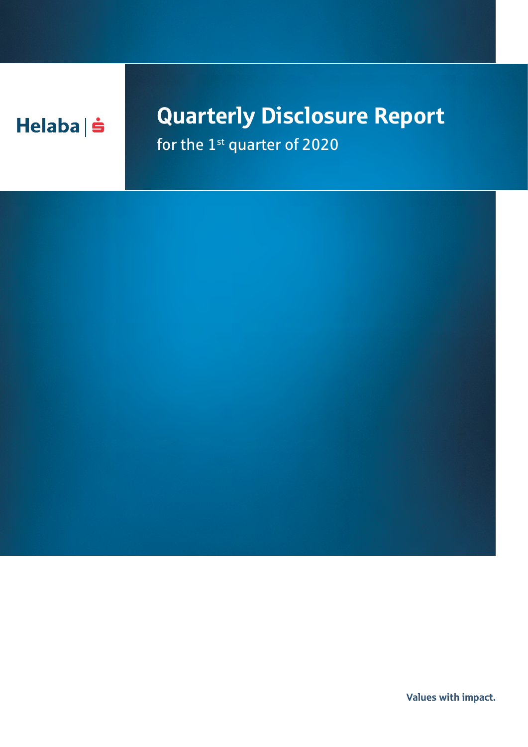Helaba | Ṡ

# Quarterly Disclosure Report

for the 1st quarter of 2020

Values with impact.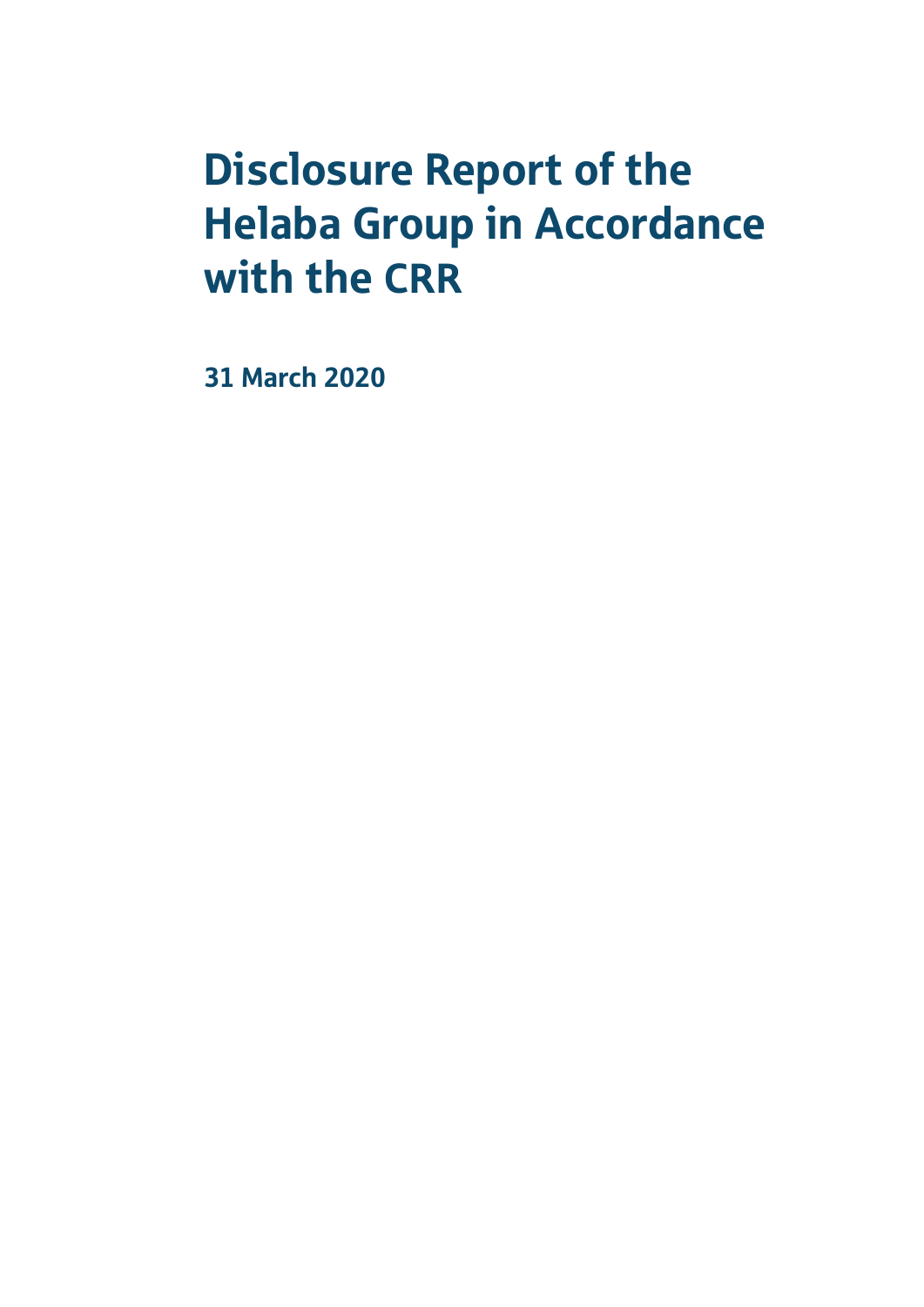# Disclosure Report of the Helaba Group in Accordance with the CRR

**31 March 2020**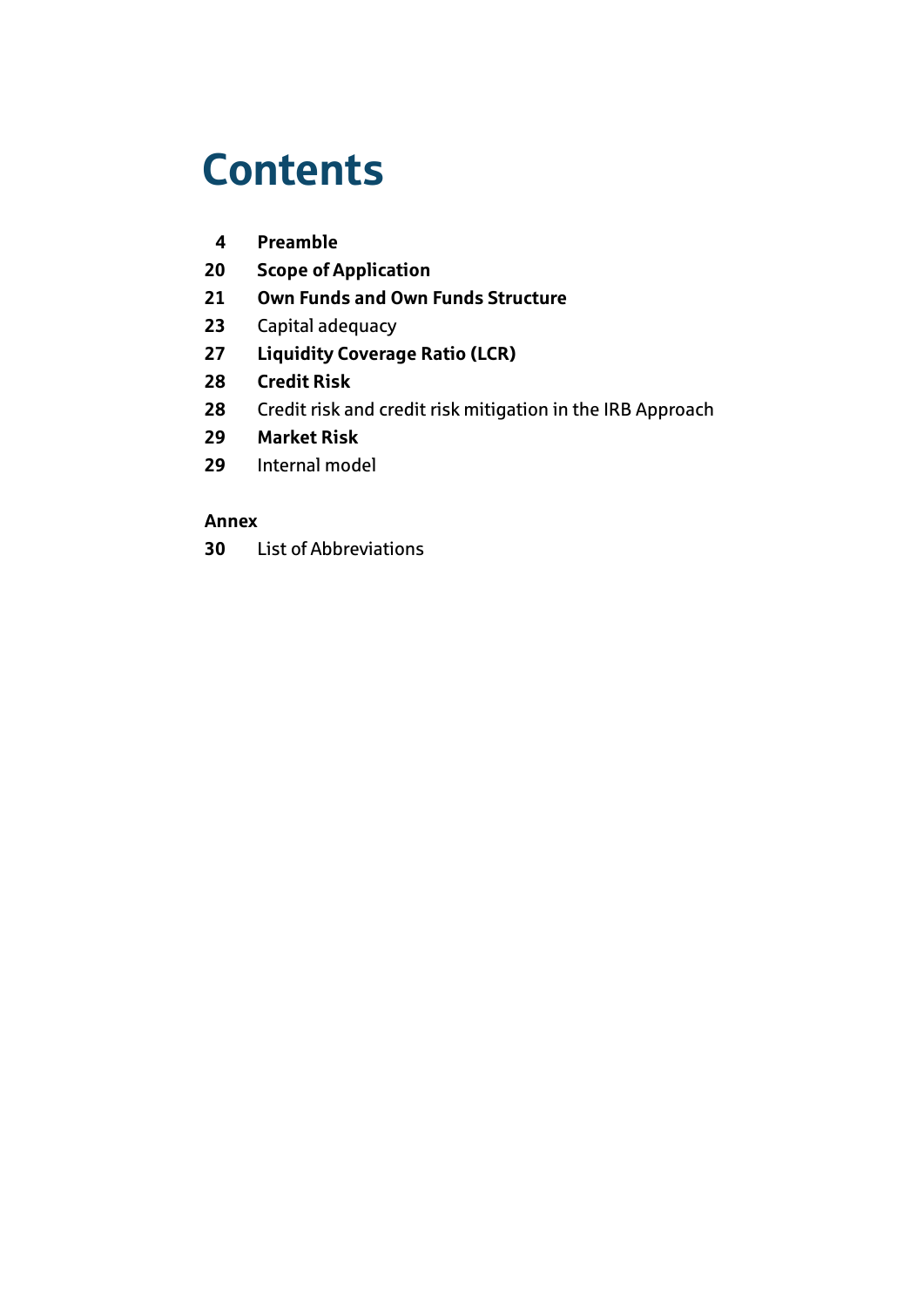# Contents

4 **Preamble**

20 **Scope of Application**

21 **Own Funds and Own Funds Structure**

23 Capital adequacy

27 **Liquidity Coverage Ratio (LCR)**

28 **Credit Risk**

28 Credit risk and credit risk mitigation in the IRB Approach

29 **Market Risk**

29 Internal model

**Annex**

30 List of Abbreviations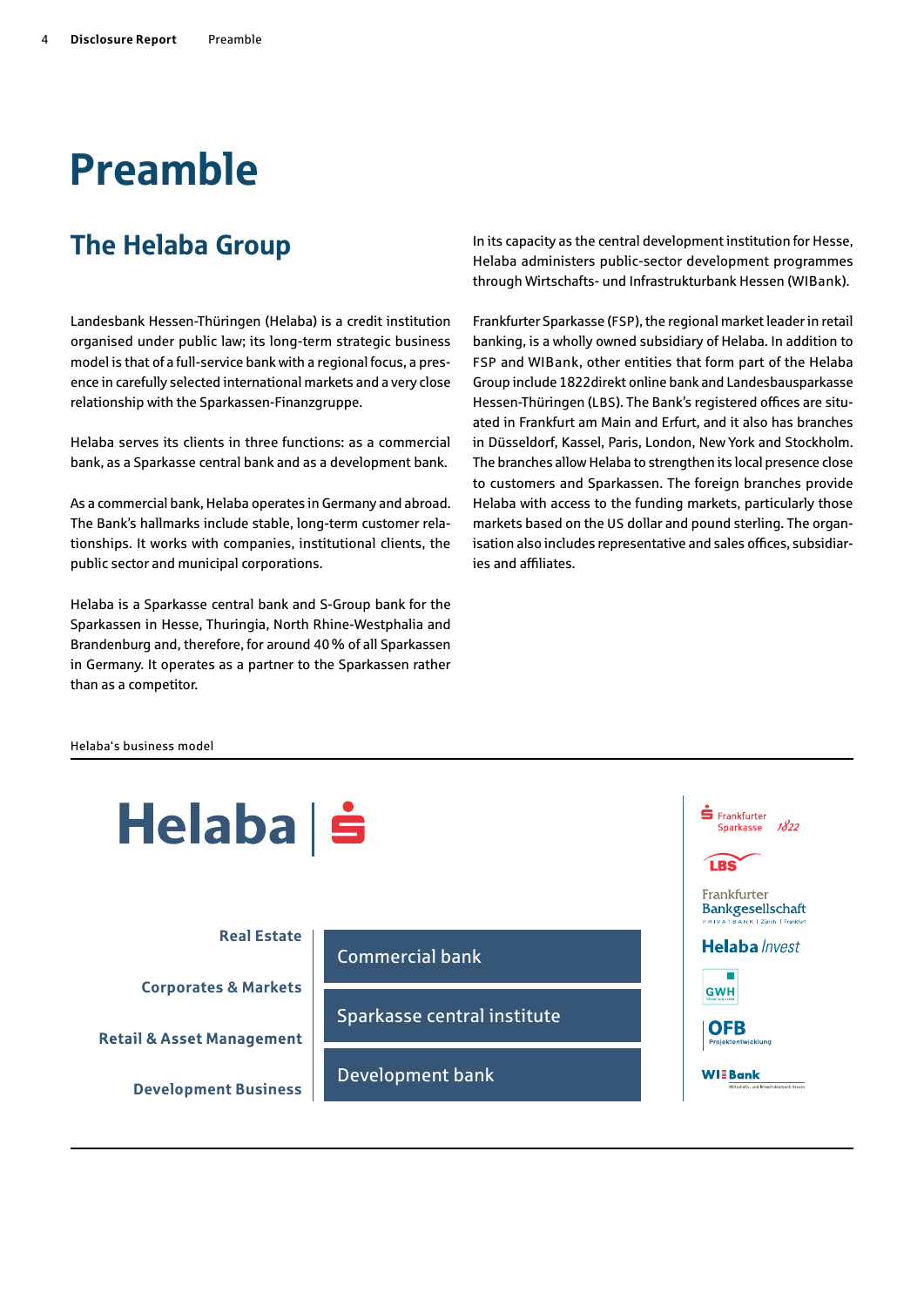# Preamble

## The Helaba Group

Landesbank Hessen-Thüringen (Helaba) is a credit institution organised under public law; its long-term strategic business model is that of a full-service bank with a regional focus, a presence in carefully selected international markets and a very close relationship with the Sparkassen-Finanzgruppe.

Helaba serves its clients in three functions: as a commercial bank, as a Sparkasse central bank and as a development bank.

As a commercial bank, Helaba operates in Germany and abroad. The Bank's hallmarks include stable, long-term customer relationships. It works with companies, institutional clients, the public sector and municipal corporations.

Helaba is a Sparkasse central bank and S-Group bank for the Sparkassen in Hesse, Thuringia, North Rhine-Westphalia and Brandenburg and, therefore, for around 40 % of all Sparkassen in Germany. It operates as a partner to the Sparkassen rather than as a competitor.

In its capacity as the central development institution for Hesse, Helaba administers public-sector development programmes through Wirtschafts- und Infrastrukturbank Hessen (WIBank).

Frankfurter Sparkasse (FSP), the regional market leader in retail banking, is a wholly owned subsidiary of Helaba. In addition to FSP and WIBank, other entities that form part of the Helaba Group include 1822direkt online bank and Landesbausparkasse Hessen-Thüringen (LBS). The Bank's registered offices are situated in Frankfurt am Main and Erfurt, and it also has branches in Düsseldorf, Kassel, Paris, London, New York and Stockholm. The branches allow Helaba to strengthen its local presence close to customers and Sparkassen. The foreign branches provide Helaba with access to the funding markets, particularly those markets based on the US dollar and pound sterling. The organisation also includes representative and sales offices, subsidiaries and affiliates.

Helaba's business model

Helaba

- Real Estate
- Corporates & Markets
- Retail & Asset Management
- Development Business

- Commercial bank
- Sparkasse central institute
- Development bank

Frankfurter Sparkasse 1822 | LBS | Frankfurter Bankgesellschaft | Helaba Invest | GWH | OFB Projektentwicklung | WIBank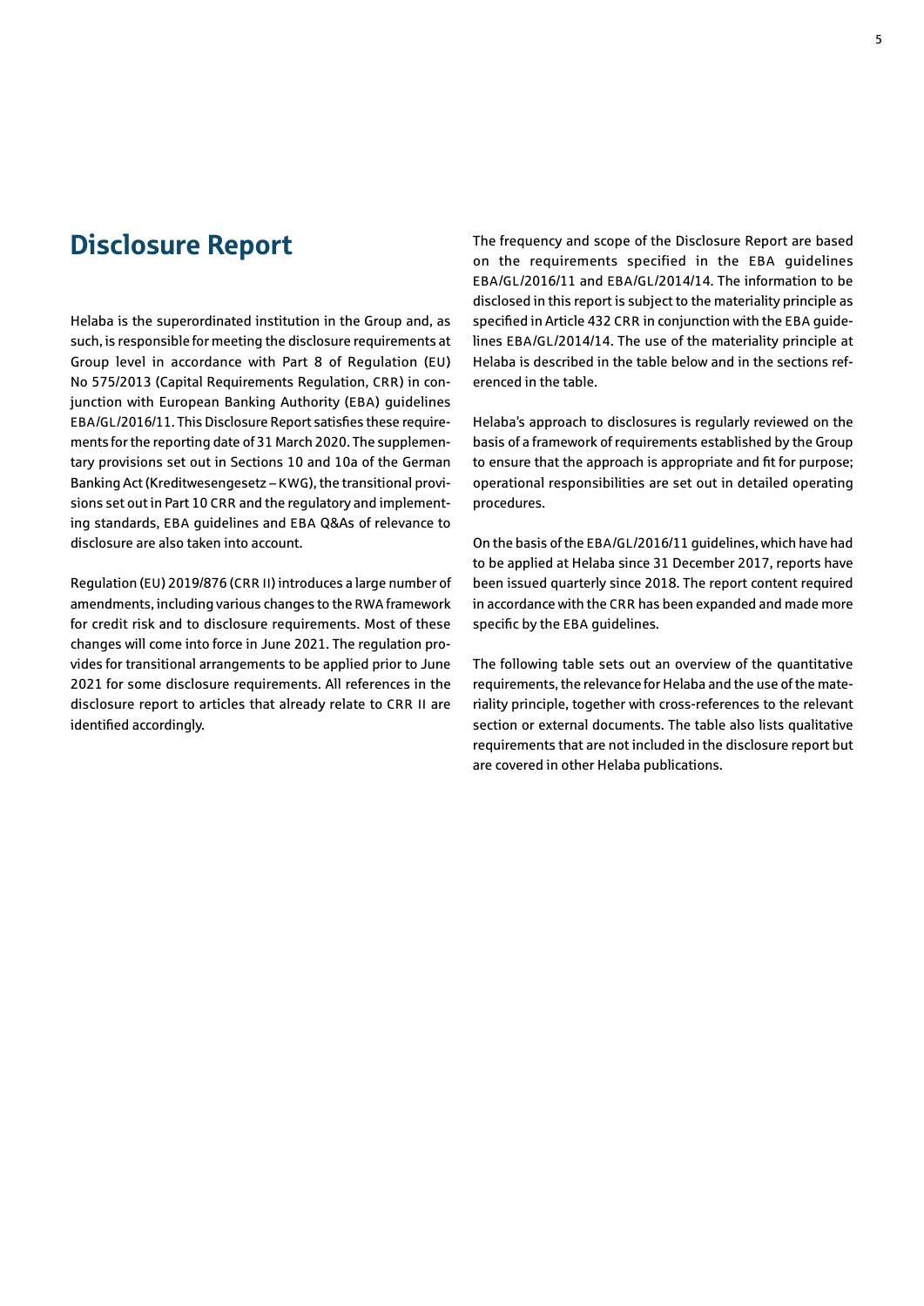# Disclosure Report

Helaba is the superordinated institution in the Group and, as such, is responsible for meeting the disclosure requirements at Group level in accordance with Part 8 of Regulation (EU) No 575/2013 (Capital Requirements Regulation, CRR) in conjunction with European Banking Authority (EBA) guidelines EBA/GL/2016/11. This Disclosure Report satisfies these requirements for the reporting date of 31 March 2020. The supplementary provisions set out in Sections 10 and 10a of the German Banking Act (Kreditwesengesetz – KWG), the transitional provisions set out in Part 10 CRR and the regulatory and implementing standards, EBA guidelines and EBA Q&As of relevance to disclosure are also taken into account.

Regulation (EU) 2019/876 (CRR II) introduces a large number of amendments, including various changes to the RWA framework for credit risk and to disclosure requirements. Most of these changes will come into force in June 2021. The regulation provides for transitional arrangements to be applied prior to June 2021 for some disclosure requirements. All references in the disclosure report to articles that already relate to CRR II are identified accordingly.

The frequency and scope of the Disclosure Report are based on the requirements specified in the EBA guidelines EBA/GL/2016/11 and EBA/GL/2014/14. The information to be disclosed in this report is subject to the materiality principle as specified in Article 432 CRR in conjunction with the EBA guidelines EBA/GL/2014/14. The use of the materiality principle at Helaba is described in the table below and in the sections referenced in the table.

Helaba's approach to disclosures is regularly reviewed on the basis of a framework of requirements established by the Group to ensure that the approach is appropriate and fit for purpose; operational responsibilities are set out in detailed operating procedures.

On the basis of the EBA/GL/2016/11 guidelines, which have had to be applied at Helaba since 31 December 2017, reports have been issued quarterly since 2018. The report content required in accordance with the CRR has been expanded and made more specific by the EBA guidelines.

The following table sets out an overview of the quantitative requirements, the relevance for Helaba and the use of the materiality principle, together with cross-references to the relevant section or external documents. The table also lists qualitative requirements that are not included in the disclosure report but are covered in other Helaba publications.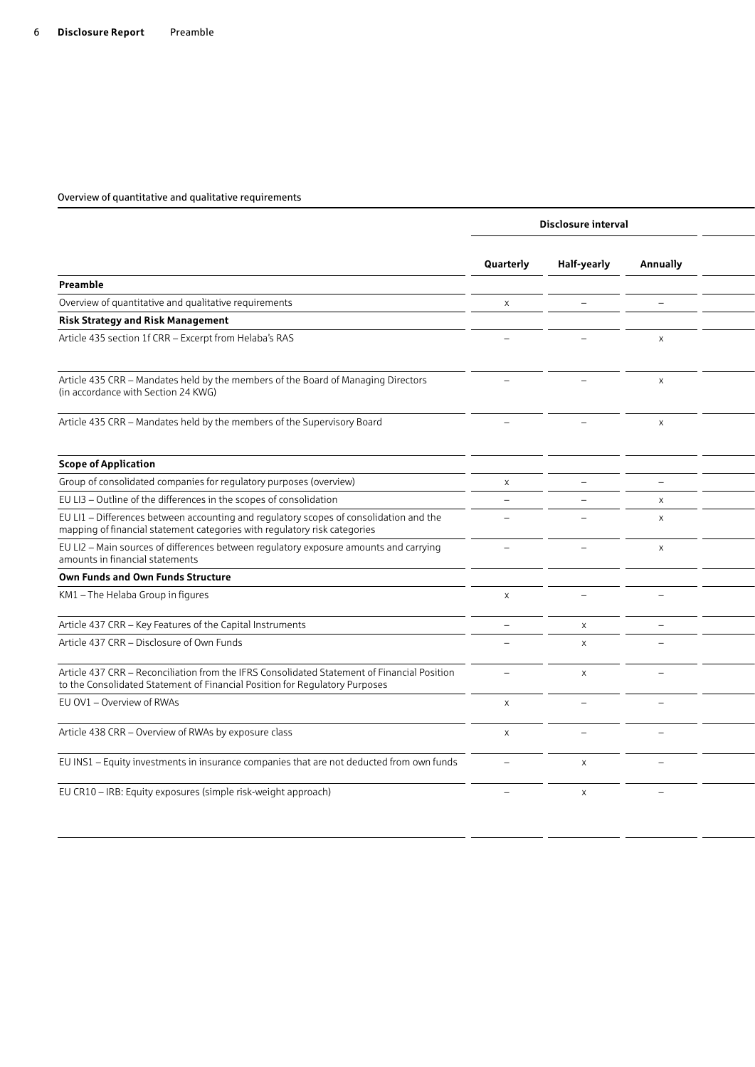Overview of quantitative and qualitative requirements

| | Disclosure interval | | | |
|---|---|---|---|---|
| | Quarterly | Half-yearly | Annually | |
| **Preamble** | | | | |
| Overview of quantitative and qualitative requirements | x | – | – | |
| **Risk Strategy and Risk Management** | | | | |
| Article 435 section 1f CRR – Excerpt from Helaba's RAS | – | – | x | |
| Article 435 CRR – Mandates held by the members of the Board of Managing Directors (in accordance with Section 24 KWG) | – | – | x | |
| Article 435 CRR – Mandates held by the members of the Supervisory Board | – | – | x | |
| **Scope of Application** | | | | |
| Group of consolidated companies for regulatory purposes (overview) | x | – | – | |
| EU LI3 – Outline of the differences in the scopes of consolidation | – | – | x | |
| EU LI1 – Differences between accounting and regulatory scopes of consolidation and the mapping of financial statement categories with regulatory risk categories | – | – | x | |
| EU LI2 – Main sources of differences between regulatory exposure amounts and carrying amounts in financial statements | – | – | x | |
| **Own Funds and Own Funds Structure** | | | | |
| KM1 – The Helaba Group in figures | x | – | – | |
| Article 437 CRR – Key Features of the Capital Instruments | – | x | – | |
| Article 437 CRR – Disclosure of Own Funds | – | x | – | |
| Article 437 CRR – Reconciliation from the IFRS Consolidated Statement of Financial Position to the Consolidated Statement of Financial Position for Regulatory Purposes | – | x | – | |
| EU OV1 – Overview of RWAs | x | – | – | |
| Article 438 CRR – Overview of RWAs by exposure class | x | – | – | |
| EU INS1 – Equity investments in insurance companies that are not deducted from own funds | – | x | – | |
| EU CR10 – IRB: Equity exposures (simple risk-weight approach) | – | x | – | |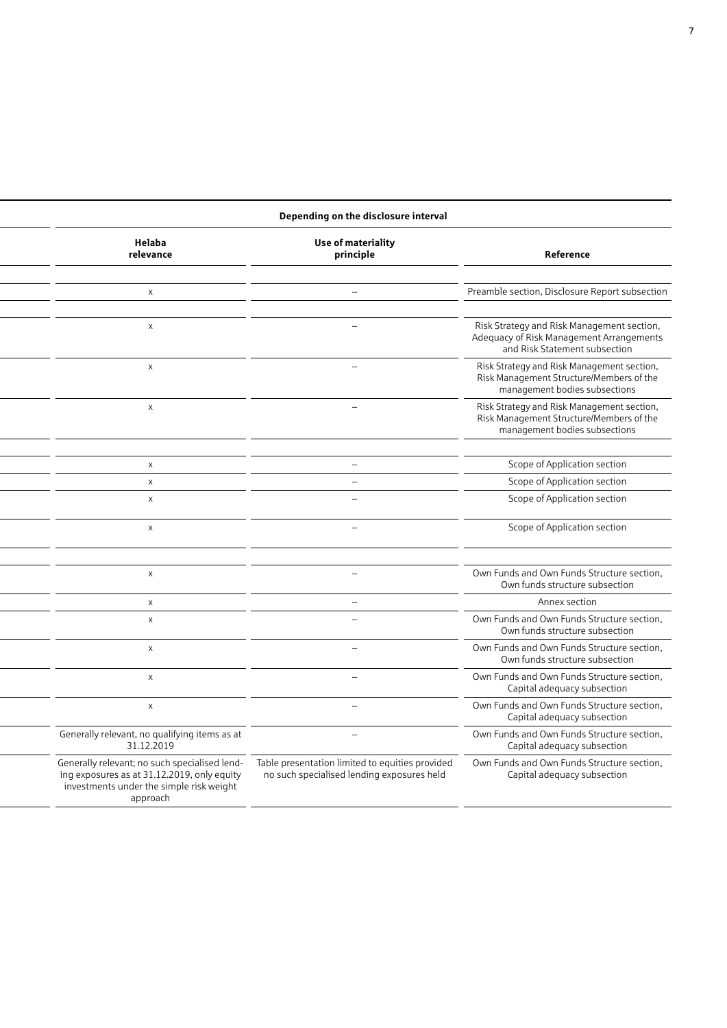| | Depending on the disclosure interval | | |
|---|---|---|---|
| | Helaba relevance | Use of materiality principle | Reference |
| | | | |
| | x | – | Preamble section, Disclosure Report subsection |
| | | | |
| | x | – | Risk Strategy and Risk Management section, Adequacy of Risk Management Arrangements and Risk Statement subsection |
| | x | – | Risk Strategy and Risk Management section, Risk Management Structure/Members of the management bodies subsections |
| | x | – | Risk Strategy and Risk Management section, Risk Management Structure/Members of the management bodies subsections |
| | | | |
| | x | – | Scope of Application section |
| | x | – | Scope of Application section |
| | x | – | Scope of Application section |
| | x | – | Scope of Application section |
| | | | |
| | x | – | Own Funds and Own Funds Structure section, Own funds structure subsection |
| | x | – | Annex section |
| | x | – | Own Funds and Own Funds Structure section, Own funds structure subsection |
| | x | – | Own Funds and Own Funds Structure section, Own funds structure subsection |
| | x | – | Own Funds and Own Funds Structure section, Capital adequacy subsection |
| | x | – | Own Funds and Own Funds Structure section, Capital adequacy subsection |
| | Generally relevant, no qualifying items as at 31.12.2019 | – | Own Funds and Own Funds Structure section, Capital adequacy subsection |
| | Generally relevant; no such specialised lending exposures as at 31.12.2019, only equity investments under the simple risk weight approach | Table presentation limited to equities provided no such specialised lending exposures held | Own Funds and Own Funds Structure section, Capital adequacy subsection |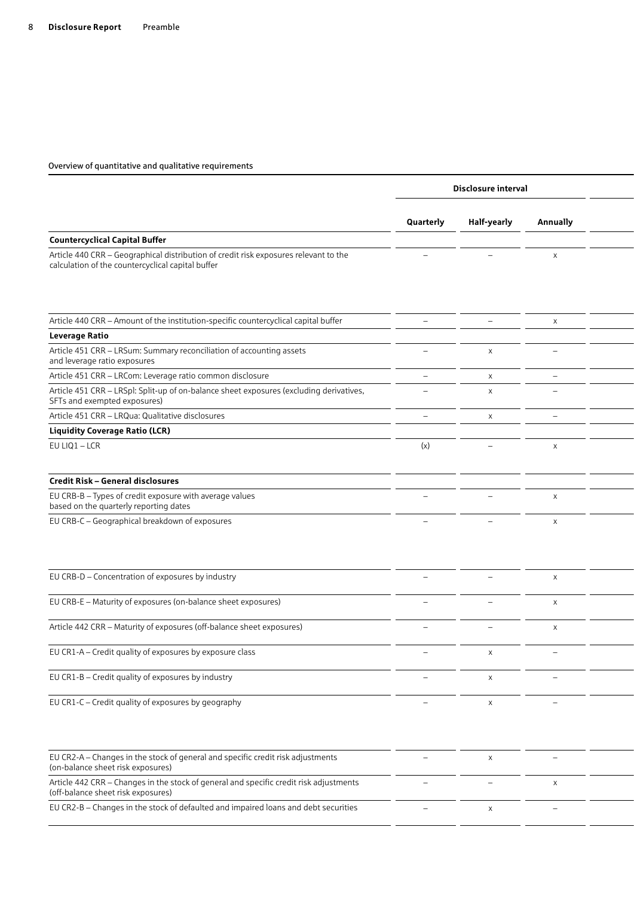Overview of quantitative and qualitative requirements

| | Disclosure interval | | | |
|---|---|---|---|---|
| | Quarterly | Half-yearly | Annually | |
| **Countercyclical Capital Buffer** | | | | |
| Article 440 CRR – Geographical distribution of credit risk exposures relevant to the calculation of the countercyclical capital buffer | – | – | x | |
| Article 440 CRR – Amount of the institution-specific countercyclical capital buffer | – | – | x | |
| **Leverage Ratio** | | | | |
| Article 451 CRR – LRSum: Summary reconciliation of accounting assets and leverage ratio exposures | – | x | – | |
| Article 451 CRR – LRCom: Leverage ratio common disclosure | – | x | – | |
| Article 451 CRR – LRSpl: Split-up of on-balance sheet exposures (excluding derivatives, SFTs and exempted exposures) | – | x | – | |
| Article 451 CRR – LRQua: Qualitative disclosures | – | x | – | |
| **Liquidity Coverage Ratio (LCR)** | | | | |
| EU LIQ1 – LCR | (x) | – | x | |
| **Credit Risk – General disclosures** | | | | |
| EU CRB-B – Types of credit exposure with average values based on the quarterly reporting dates | – | – | x | |
| EU CRB-C – Geographical breakdown of exposures | – | – | x | |
| EU CRB-D – Concentration of exposures by industry | – | – | x | |
| EU CRB-E – Maturity of exposures (on-balance sheet exposures) | – | – | x | |
| Article 442 CRR – Maturity of exposures (off-balance sheet exposures) | – | – | x | |
| EU CR1-A – Credit quality of exposures by exposure class | – | x | – | |
| EU CR1-B – Credit quality of exposures by industry | – | x | – | |
| EU CR1-C – Credit quality of exposures by geography | – | x | – | |
| EU CR2-A – Changes in the stock of general and specific credit risk adjustments (on-balance sheet risk exposures) | – | x | – | |
| Article 442 CRR – Changes in the stock of general and specific credit risk adjustments (off-balance sheet risk exposures) | – | – | x | |
| EU CR2-B – Changes in the stock of defaulted and impaired loans and debt securities | – | x | – | |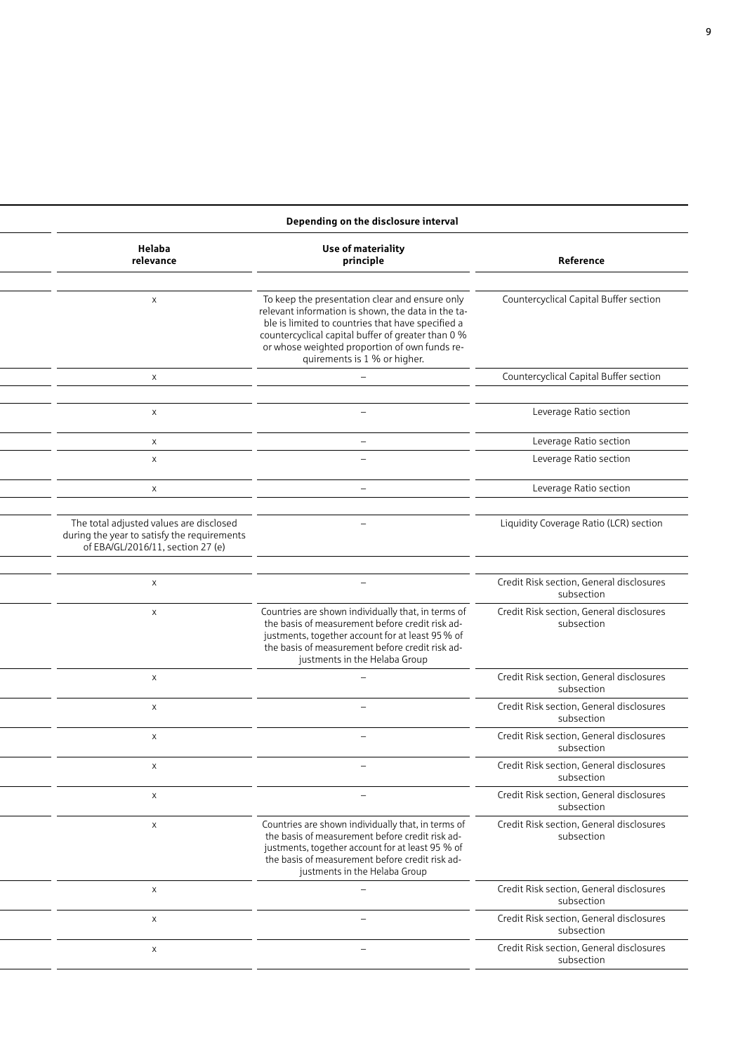| Depending on the disclosure interval | | |
|---|---|---|
| Helaba relevance | Use of materiality principle | Reference |
| | | |
| x | To keep the presentation clear and ensure only relevant information is shown, the data in the table is limited to countries that have specified a countercyclical capital buffer of greater than 0 % or whose weighted proportion of own funds requirements is 1 % or higher. | Countercyclical Capital Buffer section |
| x | – | Countercyclical Capital Buffer section |
| | | |
| x | – | Leverage Ratio section |
| x | – | Leverage Ratio section |
| x | – | Leverage Ratio section |
| x | – | Leverage Ratio section |
| | | |
| The total adjusted values are disclosed during the year to satisfy the requirements of EBA/GL/2016/11, section 27 (e) | – | Liquidity Coverage Ratio (LCR) section |
| | | |
| x | – | Credit Risk section, General disclosures subsection |
| x | Countries are shown individually that, in terms of the basis of measurement before credit risk adjustments, together account for at least 95 % of the basis of measurement before credit risk adjustments in the Helaba Group | Credit Risk section, General disclosures subsection |
| x | – | Credit Risk section, General disclosures subsection |
| x | – | Credit Risk section, General disclosures subsection |
| x | – | Credit Risk section, General disclosures subsection |
| x | – | Credit Risk section, General disclosures subsection |
| x | – | Credit Risk section, General disclosures subsection |
| x | Countries are shown individually that, in terms of the basis of measurement before credit risk adjustments, together account for at least 95 % of the basis of measurement before credit risk adjustments in the Helaba Group | Credit Risk section, General disclosures subsection |
| x | – | Credit Risk section, General disclosures subsection |
| x | – | Credit Risk section, General disclosures subsection |
| x | – | Credit Risk section, General disclosures subsection |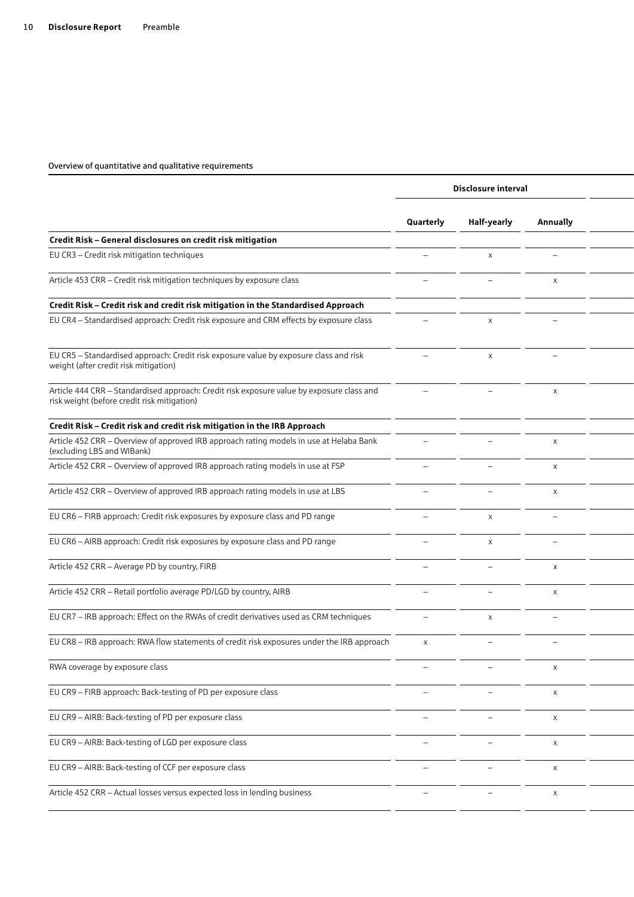Overview of quantitative and qualitative requirements

| | Disclosure interval | | |
|---|---|---|---|
| | **Quarterly** | **Half-yearly** | **Annually** |
| **Credit Risk – General disclosures on credit risk mitigation** | | | |
| EU CR3 – Credit risk mitigation techniques | – | x | – |
| Article 453 CRR – Credit risk mitigation techniques by exposure class | – | – | x |
| **Credit Risk – Credit risk and credit risk mitigation in the Standardised Approach** | | | |
| EU CR4 – Standardised approach: Credit risk exposure and CRM effects by exposure class | – | x | – |
| EU CR5 – Standardised approach: Credit risk exposure value by exposure class and risk weight (after credit risk mitigation) | – | x | – |
| Article 444 CRR – Standardised approach: Credit risk exposure value by exposure class and risk weight (before credit risk mitigation) | – | – | x |
| **Credit Risk – Credit risk and credit risk mitigation in the IRB Approach** | | | |
| Article 452 CRR – Overview of approved IRB approach rating models in use at Helaba Bank (excluding LBS and WIBank) | – | – | x |
| Article 452 CRR – Overview of approved IRB approach rating models in use at FSP | – | – | x |
| Article 452 CRR – Overview of approved IRB approach rating models in use at LBS | – | – | x |
| EU CR6 – FIRB approach: Credit risk exposures by exposure class and PD range | – | x | – |
| EU CR6 – AIRB approach: Credit risk exposures by exposure class and PD range | – | x | – |
| Article 452 CRR – Average PD by country, FIRB | – | – | x |
| Article 452 CRR – Retail portfolio average PD/LGD by country, AIRB | – | – | x |
| EU CR7 – IRB approach: Effect on the RWAs of credit derivatives used as CRM techniques | – | x | – |
| EU CR8 – IRB approach: RWA flow statements of credit risk exposures under the IRB approach | x | – | – |
| RWA coverage by exposure class | – | – | x |
| EU CR9 – FIRB approach: Back-testing of PD per exposure class | – | – | x |
| EU CR9 – AIRB: Back-testing of PD per exposure class | – | – | x |
| EU CR9 – AIRB: Back-testing of LGD per exposure class | – | – | x |
| EU CR9 – AIRB: Back-testing of CCF per exposure class | – | – | x |
| Article 452 CRR – Actual losses versus expected loss in lending business | – | – | x |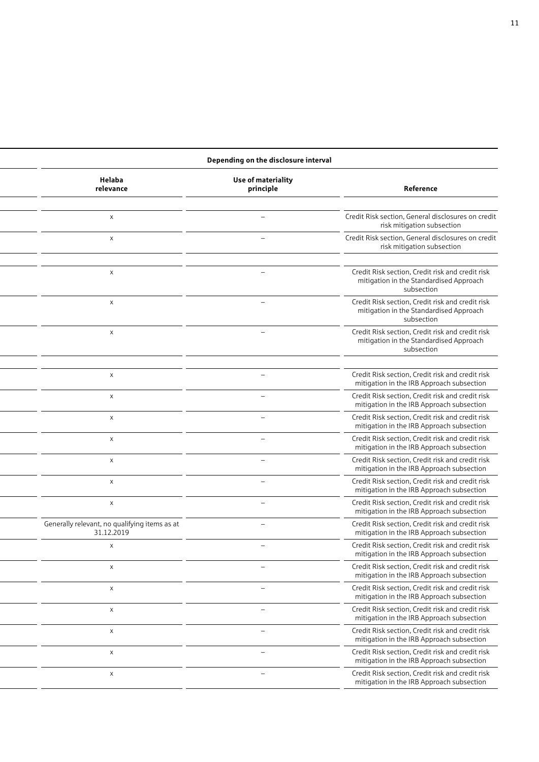| | Depending on the disclosure interval | | |
|---|---|---|---|
| | Helaba relevance | Use of materiality principle | Reference |
| | | | |
| | x | – | Credit Risk section, General disclosures on credit risk mitigation subsection |
| | x | – | Credit Risk section, General disclosures on credit risk mitigation subsection |
| | | | |
| | x | – | Credit Risk section, Credit risk and credit risk mitigation in the Standardised Approach subsection |
| | x | – | Credit Risk section, Credit risk and credit risk mitigation in the Standardised Approach subsection |
| | x | – | Credit Risk section, Credit risk and credit risk mitigation in the Standardised Approach subsection |
| | | | |
| | x | – | Credit Risk section, Credit risk and credit risk mitigation in the IRB Approach subsection |
| | x | – | Credit Risk section, Credit risk and credit risk mitigation in the IRB Approach subsection |
| | x | – | Credit Risk section, Credit risk and credit risk mitigation in the IRB Approach subsection |
| | x | – | Credit Risk section, Credit risk and credit risk mitigation in the IRB Approach subsection |
| | x | – | Credit Risk section, Credit risk and credit risk mitigation in the IRB Approach subsection |
| | x | – | Credit Risk section, Credit risk and credit risk mitigation in the IRB Approach subsection |
| | x | – | Credit Risk section, Credit risk and credit risk mitigation in the IRB Approach subsection |
| | Generally relevant, no qualifying items as at 31.12.2019 | – | Credit Risk section, Credit risk and credit risk mitigation in the IRB Approach subsection |
| | x | – | Credit Risk section, Credit risk and credit risk mitigation in the IRB Approach subsection |
| | x | – | Credit Risk section, Credit risk and credit risk mitigation in the IRB Approach subsection |
| | x | – | Credit Risk section, Credit risk and credit risk mitigation in the IRB Approach subsection |
| | x | – | Credit Risk section, Credit risk and credit risk mitigation in the IRB Approach subsection |
| | x | – | Credit Risk section, Credit risk and credit risk mitigation in the IRB Approach subsection |
| | x | – | Credit Risk section, Credit risk and credit risk mitigation in the IRB Approach subsection |
| | x | – | Credit Risk section, Credit risk and credit risk mitigation in the IRB Approach subsection |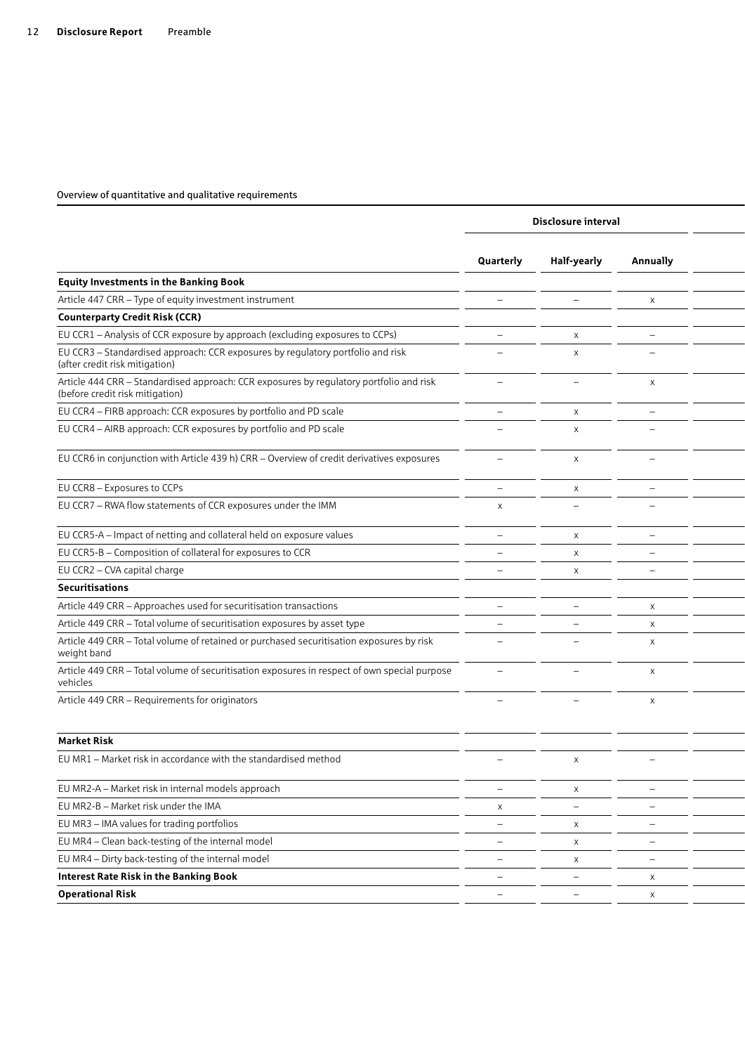Overview of quantitative and qualitative requirements

| | Disclosure interval | | |
|---|---|---|---|
| | **Quarterly** | **Half-yearly** | **Annually** |
| **Equity Investments in the Banking Book** | | | |
| Article 447 CRR – Type of equity investment instrument | – | – | x |
| **Counterparty Credit Risk (CCR)** | | | |
| EU CCR1 – Analysis of CCR exposure by approach (excluding exposures to CCPs) | – | x | – |
| EU CCR3 – Standardised approach: CCR exposures by regulatory portfolio and risk (after credit risk mitigation) | – | x | – |
| Article 444 CRR – Standardised approach: CCR exposures by regulatory portfolio and risk (before credit risk mitigation) | – | – | x |
| EU CCR4 – FIRB approach: CCR exposures by portfolio and PD scale | – | x | – |
| EU CCR4 – AIRB approach: CCR exposures by portfolio and PD scale | – | x | – |
| EU CCR6 in conjunction with Article 439 h) CRR – Overview of credit derivatives exposures | – | x | – |
| EU CCR8 – Exposures to CCPs | – | x | – |
| EU CCR7 – RWA flow statements of CCR exposures under the IMM | x | – | – |
| EU CCR5-A – Impact of netting and collateral held on exposure values | – | x | – |
| EU CCR5-B – Composition of collateral for exposures to CCR | – | x | – |
| EU CCR2 – CVA capital charge | – | x | – |
| **Securitisations** | | | |
| Article 449 CRR – Approaches used for securitisation transactions | – | – | x |
| Article 449 CRR – Total volume of securitisation exposures by asset type | – | – | x |
| Article 449 CRR – Total volume of retained or purchased securitisation exposures by risk weight band | – | – | x |
| Article 449 CRR – Total volume of securitisation exposures in respect of own special purpose vehicles | – | – | x |
| Article 449 CRR – Requirements for originators | – | – | x |
| **Market Risk** | | | |
| EU MR1 – Market risk in accordance with the standardised method | – | x | – |
| EU MR2-A – Market risk in internal models approach | – | x | – |
| EU MR2-B – Market risk under the IMA | x | – | – |
| EU MR3 – IMA values for trading portfolios | – | x | – |
| EU MR4 – Clean back-testing of the internal model | – | x | – |
| EU MR4 – Dirty back-testing of the internal model | – | x | – |
| **Interest Rate Risk in the Banking Book** | – | – | x |
| **Operational Risk** | – | – | x |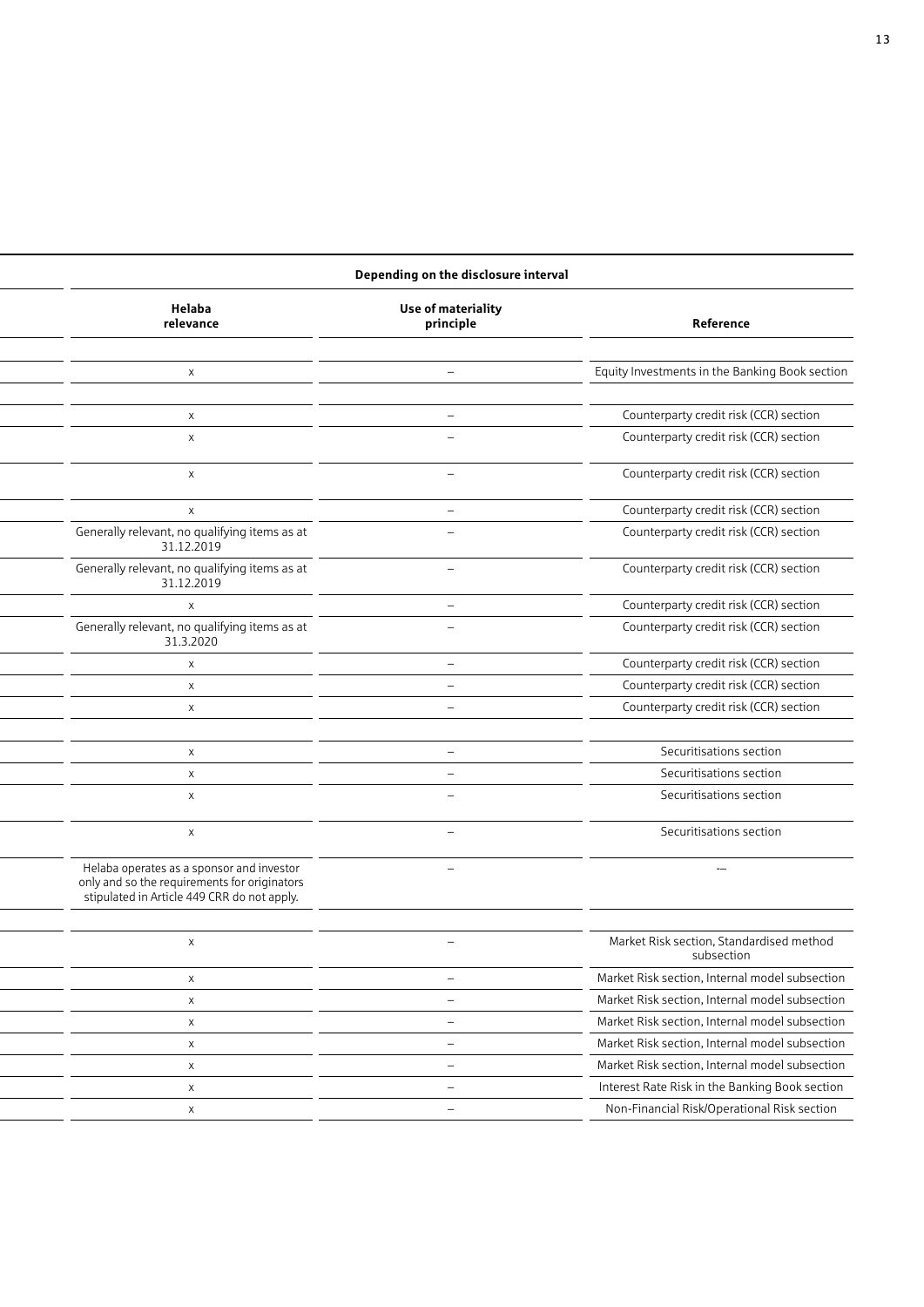| Depending on the disclosure interval | | |
|---|---|---|
| Helaba relevance | Use of materiality principle | Reference |
| | | |
| x | – | Equity Investments in the Banking Book section |
| | | |
| x | – | Counterparty credit risk (CCR) section |
| x | – | Counterparty credit risk (CCR) section |
| x | – | Counterparty credit risk (CCR) section |
| x | – | Counterparty credit risk (CCR) section |
| Generally relevant, no qualifying items as at 31.12.2019 | – | Counterparty credit risk (CCR) section |
| Generally relevant, no qualifying items as at 31.12.2019 | – | Counterparty credit risk (CCR) section |
| x | – | Counterparty credit risk (CCR) section |
| Generally relevant, no qualifying items as at 31.3.2020 | – | Counterparty credit risk (CCR) section |
| x | – | Counterparty credit risk (CCR) section |
| x | – | Counterparty credit risk (CCR) section |
| x | – | Counterparty credit risk (CCR) section |
| | | |
| x | – | Securitisations section |
| x | – | Securitisations section |
| x | – | Securitisations section |
| x | – | Securitisations section |
| Helaba operates as a sponsor and investor only and so the requirements for originators stipulated in Article 449 CRR do not apply. | – | –– |
| | | |
| x | – | Market Risk section, Standardised method subsection |
| x | – | Market Risk section, Internal model subsection |
| x | – | Market Risk section, Internal model subsection |
| x | – | Market Risk section, Internal model subsection |
| x | – | Market Risk section, Internal model subsection |
| x | – | Market Risk section, Internal model subsection |
| x | – | Interest Rate Risk in the Banking Book section |
| x | – | Non-Financial Risk/Operational Risk section |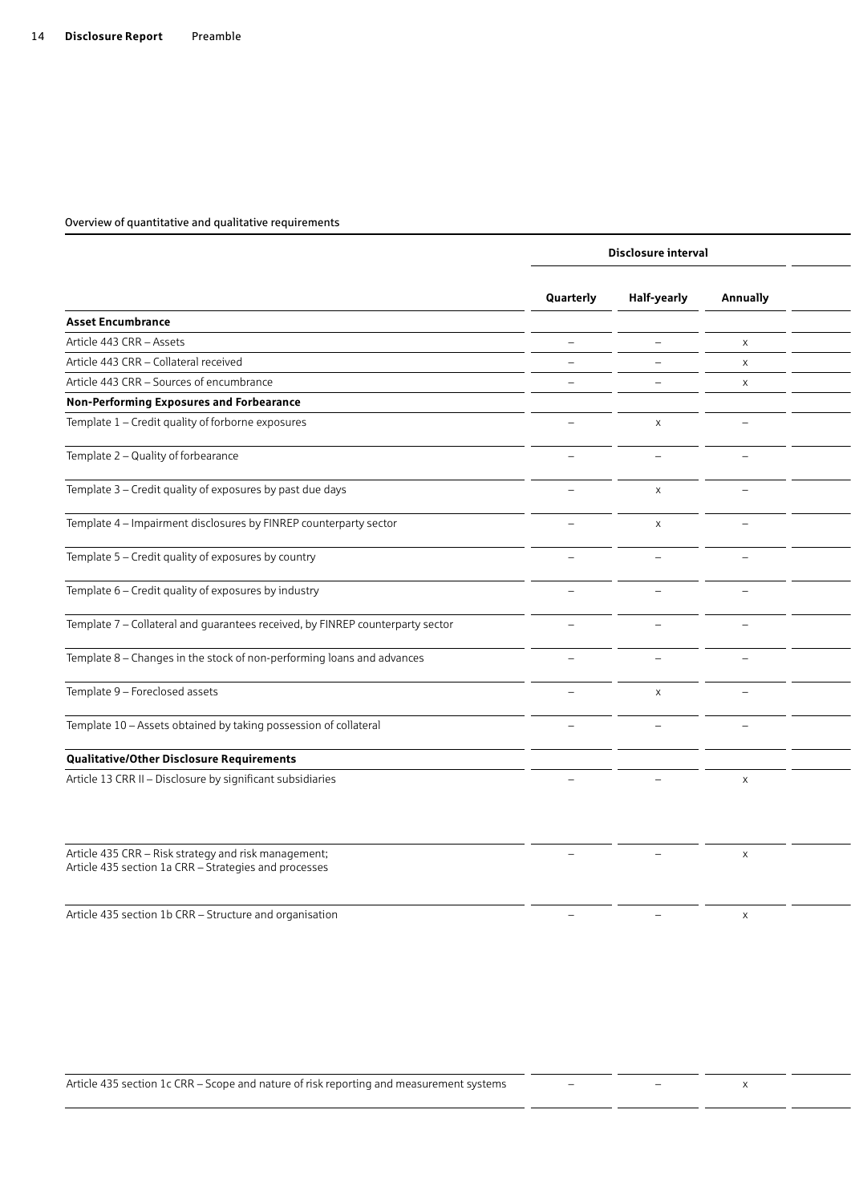Overview of quantitative and qualitative requirements

| | Disclosure interval | | |
|---|---|---|---|
| | Quarterly | Half-yearly | Annually |
| **Asset Encumbrance** | | | |
| Article 443 CRR – Assets | – | – | x |
| Article 443 CRR – Collateral received | – | – | x |
| Article 443 CRR – Sources of encumbrance | – | – | x |
| **Non-Performing Exposures and Forbearance** | | | |
| Template 1 – Credit quality of forborne exposures | – | x | – |
| Template 2 – Quality of forbearance | – | – | – |
| Template 3 – Credit quality of exposures by past due days | – | x | – |
| Template 4 – Impairment disclosures by FINREP counterparty sector | – | x | – |
| Template 5 – Credit quality of exposures by country | – | – | – |
| Template 6 – Credit quality of exposures by industry | – | – | – |
| Template 7 – Collateral and guarantees received, by FINREP counterparty sector | – | – | – |
| Template 8 – Changes in the stock of non-performing loans and advances | – | – | – |
| Template 9 – Foreclosed assets | – | x | – |
| Template 10 – Assets obtained by taking possession of collateral | – | – | – |
| **Qualitative/Other Disclosure Requirements** | | | |
| Article 13 CRR II – Disclosure by significant subsidiaries | – | – | x |
| Article 435 CRR – Risk strategy and risk management; Article 435 section 1a CRR – Strategies and processes | – | – | x |
| Article 435 section 1b CRR – Structure and organisation | – | – | x |
| Article 435 section 1c CRR – Scope and nature of risk reporting and measurement systems | – | – | x |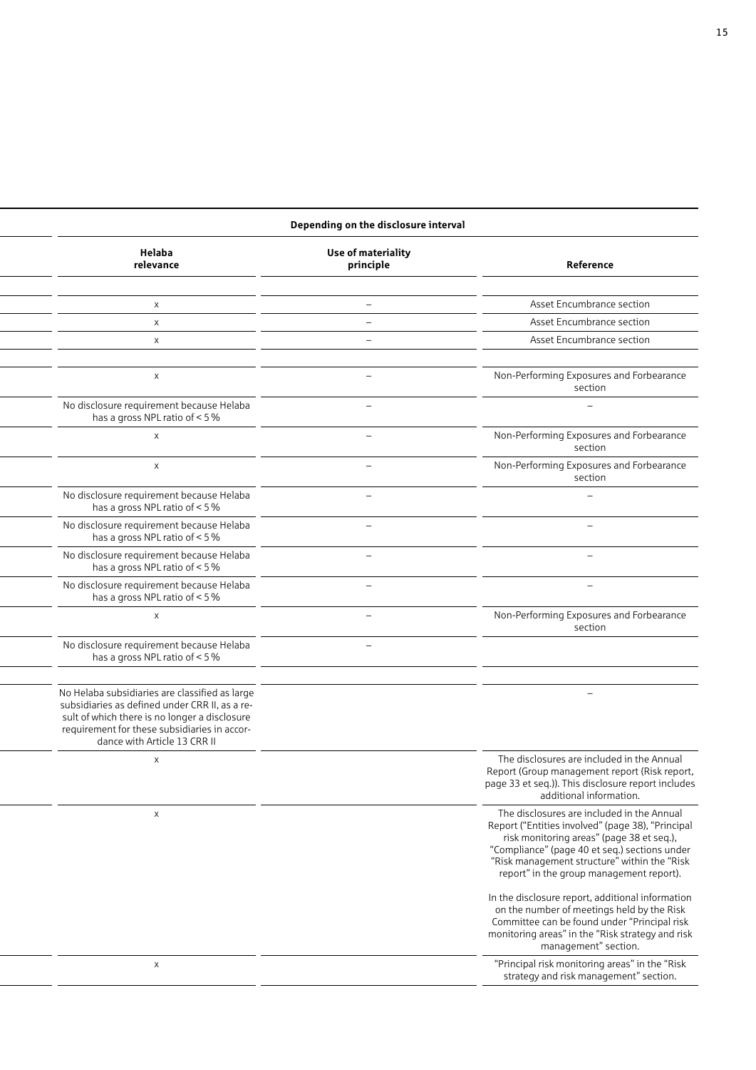| Depending on the disclosure interval | | |
|---|---|---|
| **Helaba relevance** | **Use of materiality principle** | **Reference** |
| | | |
| x | – | Asset Encumbrance section |
| x | – | Asset Encumbrance section |
| x | – | Asset Encumbrance section |
| | | |
| x | – | Non-Performing Exposures and Forbearance section |
| No disclosure requirement because Helaba has a gross NPL ratio of < 5 % | – | – |
| x | – | Non-Performing Exposures and Forbearance section |
| x | – | Non-Performing Exposures and Forbearance section |
| No disclosure requirement because Helaba has a gross NPL ratio of < 5 % | – | – |
| No disclosure requirement because Helaba has a gross NPL ratio of < 5 % | – | – |
| No disclosure requirement because Helaba has a gross NPL ratio of < 5 % | – | – |
| No disclosure requirement because Helaba has a gross NPL ratio of < 5 % | – | – |
| x | – | Non-Performing Exposures and Forbearance section |
| No disclosure requirement because Helaba has a gross NPL ratio of < 5 % | – | |
| | | |
| No Helaba subsidiaries are classified as large subsidiaries as defined under CRR II, as a result of which there is no longer a disclosure requirement for these subsidiaries in accordance with Article 13 CRR II | | – |
| x | | The disclosures are included in the Annual Report (Group management report (Risk report, page 33 et seq.)). This disclosure report includes additional information. |
| x | | The disclosures are included in the Annual Report ("Entities involved" (page 38), "Principal risk monitoring areas" (page 38 et seq.), "Compliance" (page 40 et seq.) sections under "Risk management structure" within the "Risk report" in the group management report).<br><br>In the disclosure report, additional information on the number of meetings held by the Risk Committee can be found under "Principal risk monitoring areas" in the "Risk strategy and risk management" section. |
| x | | "Principal risk monitoring areas" in the "Risk strategy and risk management" section. |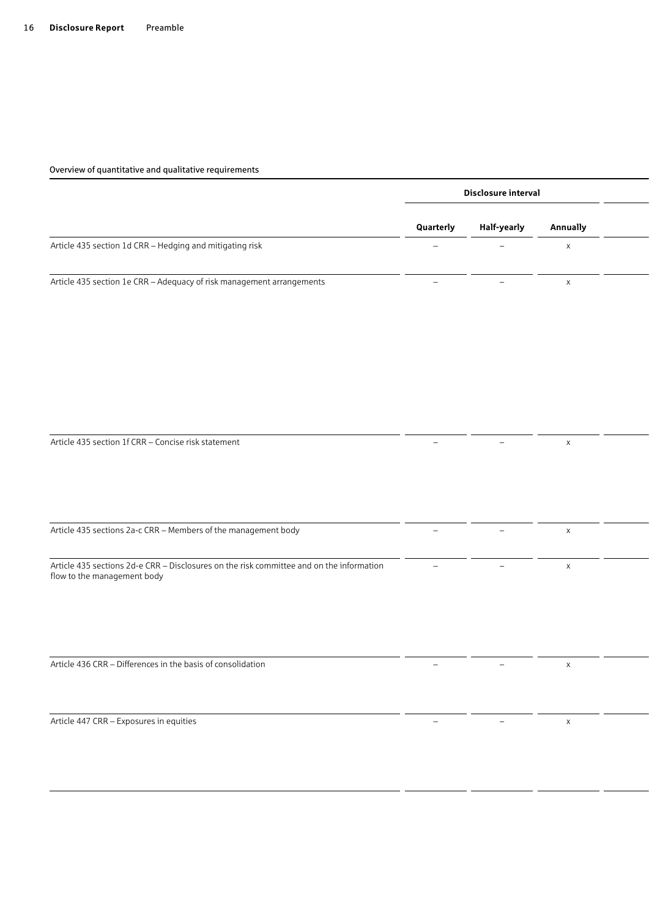Overview of quantitative and qualitative requirements

| | Disclosure interval | | | |
|---|---|---|---|---|
| | Quarterly | Half-yearly | Annually | |
| Article 435 section 1d CRR – Hedging and mitigating risk | – | – | x | |
| Article 435 section 1e CRR – Adequacy of risk management arrangements | – | – | x | |
| Article 435 section 1f CRR – Concise risk statement | – | – | x | |
| Article 435 sections 2a-c CRR – Members of the management body | – | – | x | |
| Article 435 sections 2d-e CRR – Disclosures on the risk committee and on the information flow to the management body | – | – | x | |
| Article 436 CRR – Differences in the basis of consolidation | – | – | x | |
| Article 447 CRR – Exposures in equities | – | – | x | |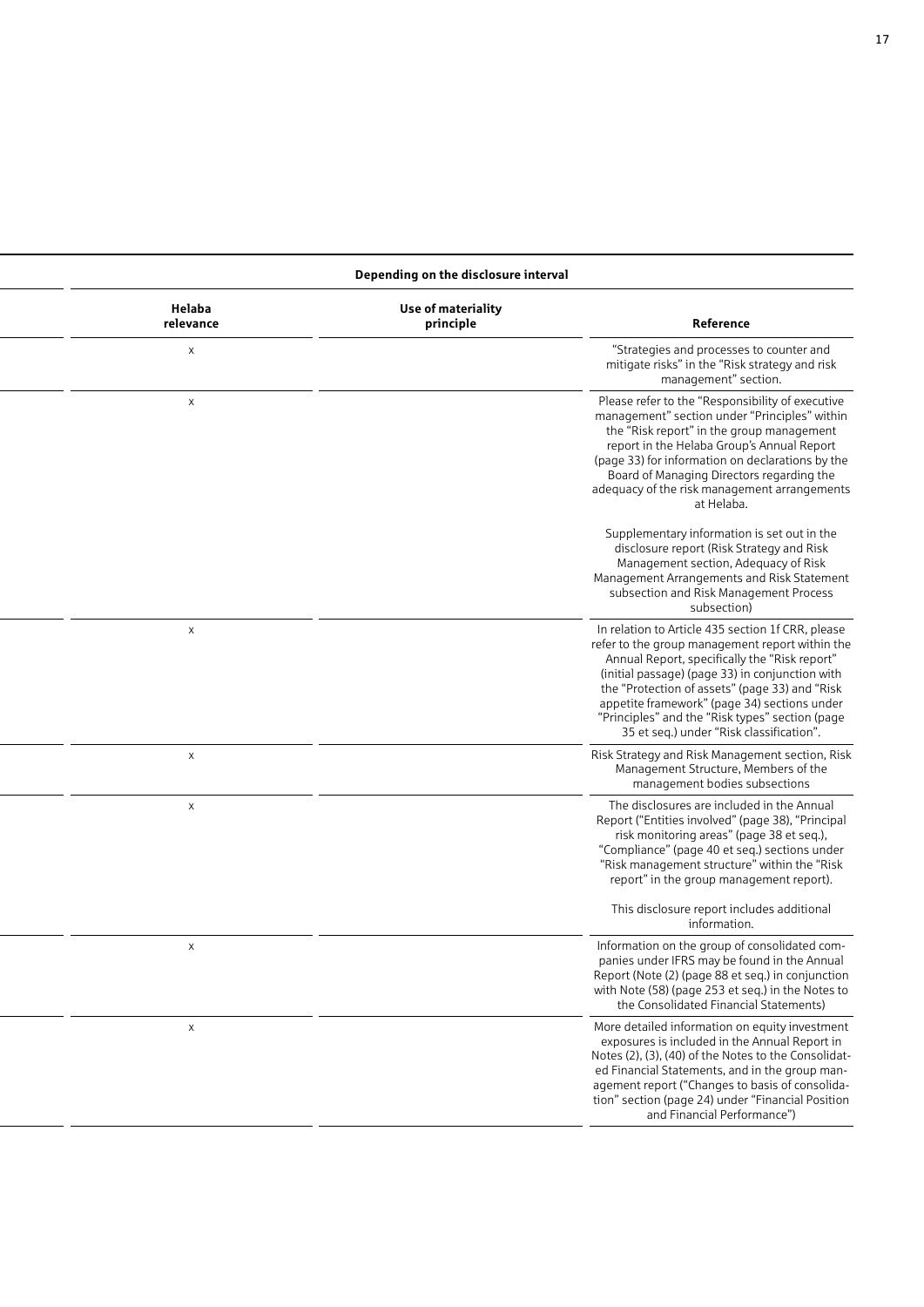| | Depending on the disclosure interval | | |
|---|---|---|---|
| | **Helaba relevance** | **Use of materiality principle** | **Reference** |
| | x | | "Strategies and processes to counter and mitigate risks" in the "Risk strategy and risk management" section. |
| | x | | Please refer to the "Responsibility of executive management" section under "Principles" within the "Risk report" in the group management report in the Helaba Group's Annual Report (page 33) for information on declarations by the Board of Managing Directors regarding the adequacy of the risk management arrangements at Helaba.<br><br>Supplementary information is set out in the disclosure report (Risk Strategy and Risk Management section, Adequacy of Risk Management Arrangements and Risk Statement subsection and Risk Management Process subsection) |
| | x | | In relation to Article 435 section 1f CRR, please refer to the group management report within the Annual Report, specifically the "Risk report" (initial passage) (page 33) in conjunction with the "Protection of assets" (page 33) and "Risk appetite framework" (page 34) sections under "Principles" and the "Risk types" section (page 35 et seq.) under "Risk classification". |
| | x | | Risk Strategy and Risk Management section, Risk Management Structure, Members of the management bodies subsections |
| | x | | The disclosures are included in the Annual Report ("Entities involved" (page 38), "Principal risk monitoring areas" (page 38 et seq.), "Compliance" (page 40 et seq.) sections under "Risk management structure" within the "Risk report" in the group management report).<br><br>This disclosure report includes additional information. |
| | x | | Information on the group of consolidated companies under IFRS may be found in the Annual Report (Note (2) (page 88 et seq.) in conjunction with Note (58) (page 253 et seq.) in the Notes to the Consolidated Financial Statements) |
| | x | | More detailed information on equity investment exposures is included in the Annual Report in Notes (2), (3), (40) of the Notes to the Consolidated Financial Statements, and in the group management report ("Changes to basis of consolidation" section (page 24) under "Financial Position and Financial Performance") |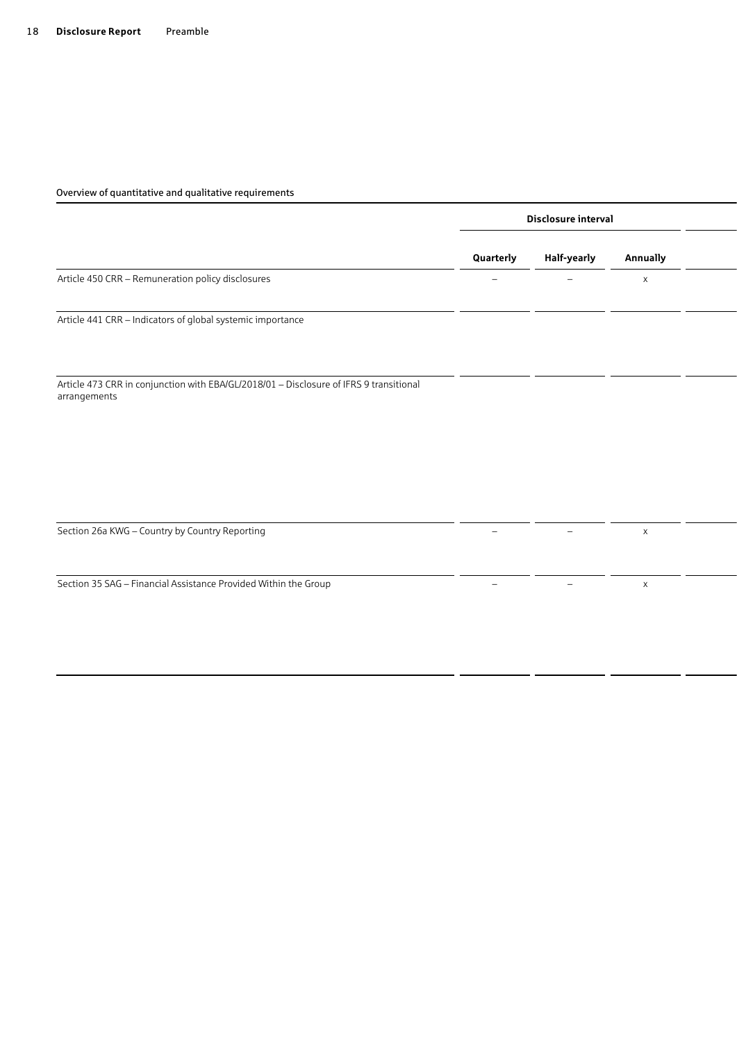Overview of quantitative and qualitative requirements

| | Disclosure interval | | | |
|---|---|---|---|---|
| | Quarterly | Half-yearly | Annually | |
| Article 450 CRR – Remuneration policy disclosures | – | – | x | |
| Article 441 CRR – Indicators of global systemic importance | | | | |
| Article 473 CRR in conjunction with EBA/GL/2018/01 – Disclosure of IFRS 9 transitional arrangements | | | | |
| Section 26a KWG – Country by Country Reporting | – | – | x | |
| Section 35 SAG – Financial Assistance Provided Within the Group | – | – | x | |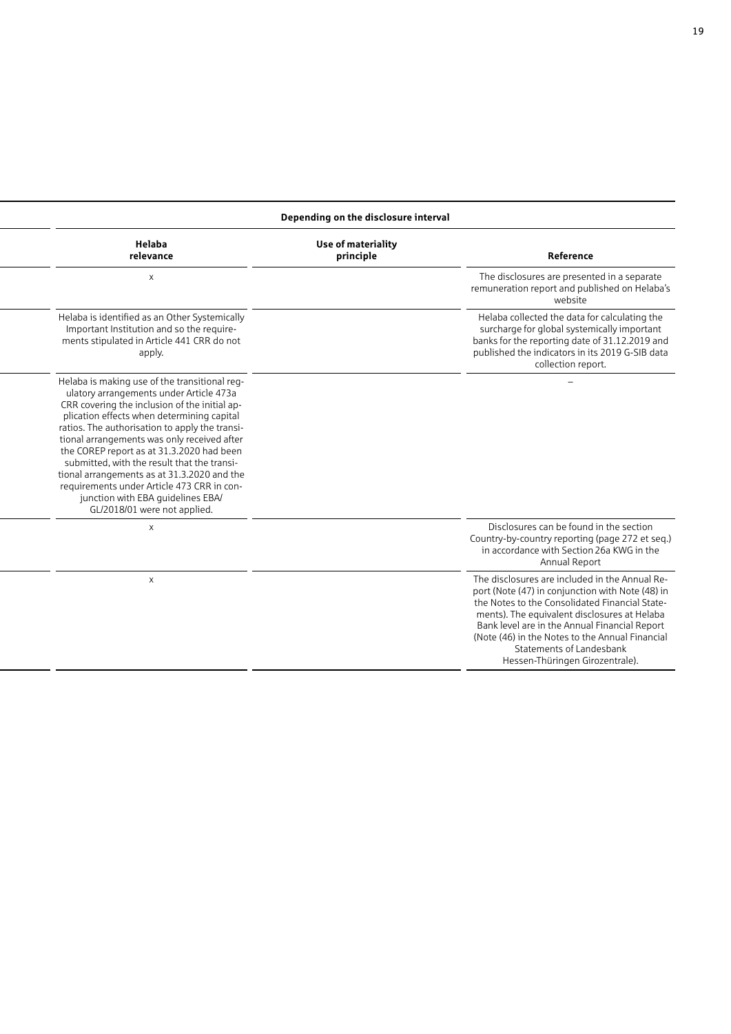| Depending on the disclosure interval | | |
|---|---|---|
| **Helaba relevance** | **Use of materiality principle** | **Reference** |
| x | | The disclosures are presented in a separate remuneration report and published on Helaba's website |
| Helaba is identified as an Other Systemically Important Institution and so the requirements stipulated in Article 441 CRR do not apply. | | Helaba collected the data for calculating the surcharge for global systemically important banks for the reporting date of 31.12.2019 and published the indicators in its 2019 G-SIB data collection report. |
| Helaba is making use of the transitional regulatory arrangements under Article 473a CRR covering the inclusion of the initial application effects when determining capital ratios. The authorisation to apply the transitional arrangements was only received after the COREP report as at 31.3.2020 had been submitted, with the result that the transitional arrangements as at 31.3.2020 and the requirements under Article 473 CRR in conjunction with EBA guidelines EBA/GL/2018/01 were not applied. | | – |
| x | | Disclosures can be found in the section Country-by-country reporting (page 272 et seq.) in accordance with Section 26a KWG in the Annual Report |
| x | | The disclosures are included in the Annual Report (Note (47) in conjunction with Note (48) in the Notes to the Consolidated Financial Statements). The equivalent disclosures at Helaba Bank level are in the Annual Financial Report (Note (46) in the Notes to the Annual Financial Statements of Landesbank Hessen-Thüringen Girozentrale). |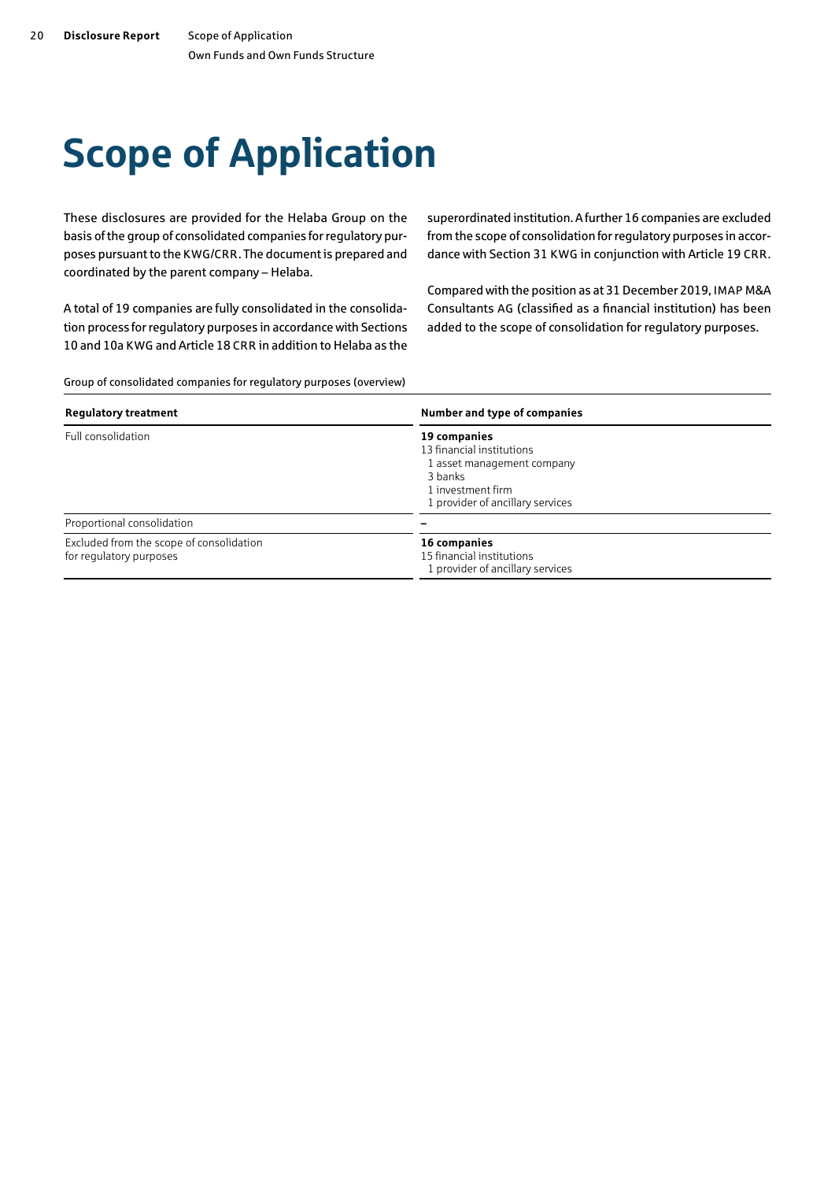# Scope of Application

These disclosures are provided for the Helaba Group on the basis of the group of consolidated companies for regulatory purposes pursuant to the KWG/CRR. The document is prepared and coordinated by the parent company – Helaba.

A total of 19 companies are fully consolidated in the consolidation process for regulatory purposes in accordance with Sections 10 and 10a KWG and Article 18 CRR in addition to Helaba as the superordinated institution. A further 16 companies are excluded from the scope of consolidation for regulatory purposes in accordance with Section 31 KWG in conjunction with Article 19 CRR.

Compared with the position as at 31 December 2019, IMAP M&A Consultants AG (classified as a financial institution) has been added to the scope of consolidation for regulatory purposes.

Group of consolidated companies for regulatory purposes (overview)

| Regulatory treatment | Number and type of companies |
|---|---|
| Full consolidation | **19 companies**<br>13 financial institutions<br>1 asset management company<br>3 banks<br>1 investment firm<br>1 provider of ancillary services |
| Proportional consolidation | – |
| Excluded from the scope of consolidation for regulatory purposes | **16 companies**<br>15 financial institutions<br>1 provider of ancillary services |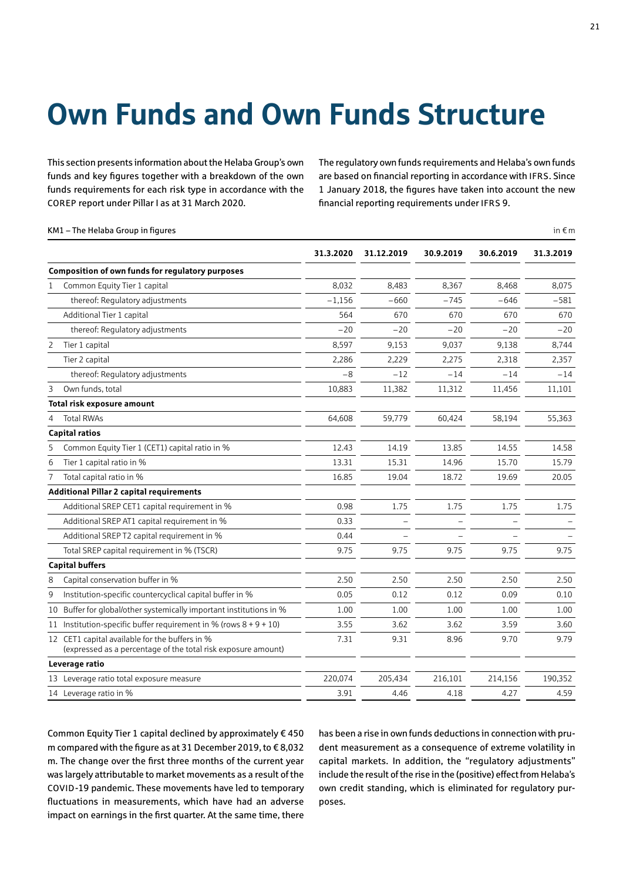# Own Funds and Own Funds Structure

This section presents information about the Helaba Group's own funds and key figures together with a breakdown of the own funds requirements for each risk type in accordance with the COREP report under Pillar I as at 31 March 2020.

The regulatory own funds requirements and Helaba's own funds are based on financial reporting in accordance with IFRS. Since 1 January 2018, the figures have taken into account the new financial reporting requirements under IFRS 9.

KM1 – The Helaba Group in figures

in € m

| | | 31.3.2020 | 31.12.2019 | 30.9.2019 | 30.6.2019 | 31.3.2019 |
|---|---|---|---|---|---|---|
| **Composition of own funds for regulatory purposes** | | | | | | |
| 1 | Common Equity Tier 1 capital | 8,032 | 8,483 | 8,367 | 8,468 | 8,075 |
| | thereof: Regulatory adjustments | −1,156 | −660 | −745 | −646 | −581 |
| | Additional Tier 1 capital | 564 | 670 | 670 | 670 | 670 |
| | thereof: Regulatory adjustments | −20 | −20 | −20 | −20 | −20 |
| 2 | Tier 1 capital | 8,597 | 9,153 | 9,037 | 9,138 | 8,744 |
| | Tier 2 capital | 2,286 | 2,229 | 2,275 | 2,318 | 2,357 |
| | thereof: Regulatory adjustments | −8 | −12 | −14 | −14 | −14 |
| 3 | Own funds, total | 10,883 | 11,382 | 11,312 | 11,456 | 11,101 |
| **Total risk exposure amount** | | | | | | |
| 4 | Total RWAs | 64,608 | 59,779 | 60,424 | 58,194 | 55,363 |
| **Capital ratios** | | | | | | |
| 5 | Common Equity Tier 1 (CET1) capital ratio in % | 12.43 | 14.19 | 13.85 | 14.55 | 14.58 |
| 6 | Tier 1 capital ratio in % | 13.31 | 15.31 | 14.96 | 15.70 | 15.79 |
| 7 | Total capital ratio in % | 16.85 | 19.04 | 18.72 | 19.69 | 20.05 |
| **Additional Pillar 2 capital requirements** | | | | | | |
| | Additional SREP CET1 capital requirement in % | 0.98 | 1.75 | 1.75 | 1.75 | 1.75 |
| | Additional SREP AT1 capital requirement in % | 0.33 | – | – | – | – |
| | Additional SREP T2 capital requirement in % | 0.44 | – | – | – | – |
| | Total SREP capital requirement in % (TSCR) | 9.75 | 9.75 | 9.75 | 9.75 | 9.75 |
| **Capital buffers** | | | | | | |
| 8 | Capital conservation buffer in % | 2.50 | 2.50 | 2.50 | 2.50 | 2.50 |
| 9 | Institution-specific countercyclical capital buffer in % | 0.05 | 0.12 | 0.12 | 0.09 | 0.10 |
| 10 | Buffer for global/other systemically important institutions in % | 1.00 | 1.00 | 1.00 | 1.00 | 1.00 |
| 11 | Institution-specific buffer requirement in % (rows 8 + 9 + 10) | 3.55 | 3.62 | 3.62 | 3.59 | 3.60 |
| 12 | CET1 capital available for the buffers in % (expressed as a percentage of the total risk exposure amount) | 7.31 | 9.31 | 8.96 | 9.70 | 9.79 |
| **Leverage ratio** | | | | | | |
| 13 | Leverage ratio total exposure measure | 220,074 | 205,434 | 216,101 | 214,156 | 190,352 |
| 14 | Leverage ratio in % | 3.91 | 4.46 | 4.18 | 4.27 | 4.59 |

Common Equity Tier 1 capital declined by approximately € 450 m compared with the figure as at 31 December 2019, to € 8,032 m. The change over the first three months of the current year was largely attributable to market movements as a result of the COVID-19 pandemic. These movements have led to temporary fluctuations in measurements, which have had an adverse impact on earnings in the first quarter. At the same time, there has been a rise in own funds deductions in connection with prudent measurement as a consequence of extreme volatility in capital markets. In addition, the "regulatory adjustments" include the result of the rise in the (positive) effect from Helaba's own credit standing, which is eliminated for regulatory purposes.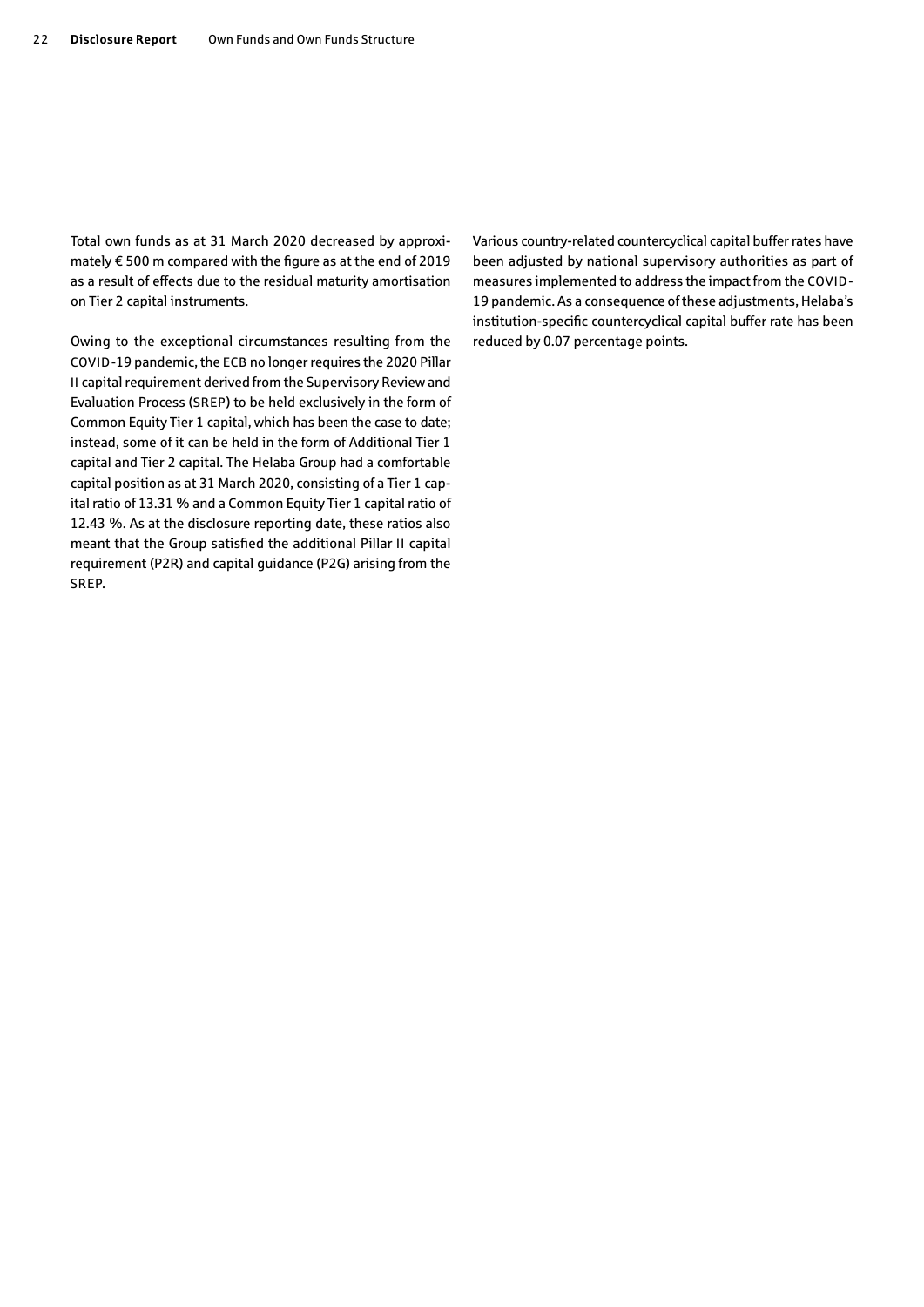Total own funds as at 31 March 2020 decreased by approximately € 500 m compared with the figure as at the end of 2019 as a result of effects due to the residual maturity amortisation on Tier 2 capital instruments.

Owing to the exceptional circumstances resulting from the COVID-19 pandemic, the ECB no longer requires the 2020 Pillar II capital requirement derived from the Supervisory Review and Evaluation Process (SREP) to be held exclusively in the form of Common Equity Tier 1 capital, which has been the case to date; instead, some of it can be held in the form of Additional Tier 1 capital and Tier 2 capital. The Helaba Group had a comfortable capital position as at 31 March 2020, consisting of a Tier 1 capital ratio of 13.31 % and a Common Equity Tier 1 capital ratio of 12.43 %. As at the disclosure reporting date, these ratios also meant that the Group satisfied the additional Pillar II capital requirement (P2R) and capital guidance (P2G) arising from the SREP.

Various country-related countercyclical capital buffer rates have been adjusted by national supervisory authorities as part of measures implemented to address the impact from the COVID-19 pandemic. As a consequence of these adjustments, Helaba's institution-specific countercyclical capital buffer rate has been reduced by 0.07 percentage points.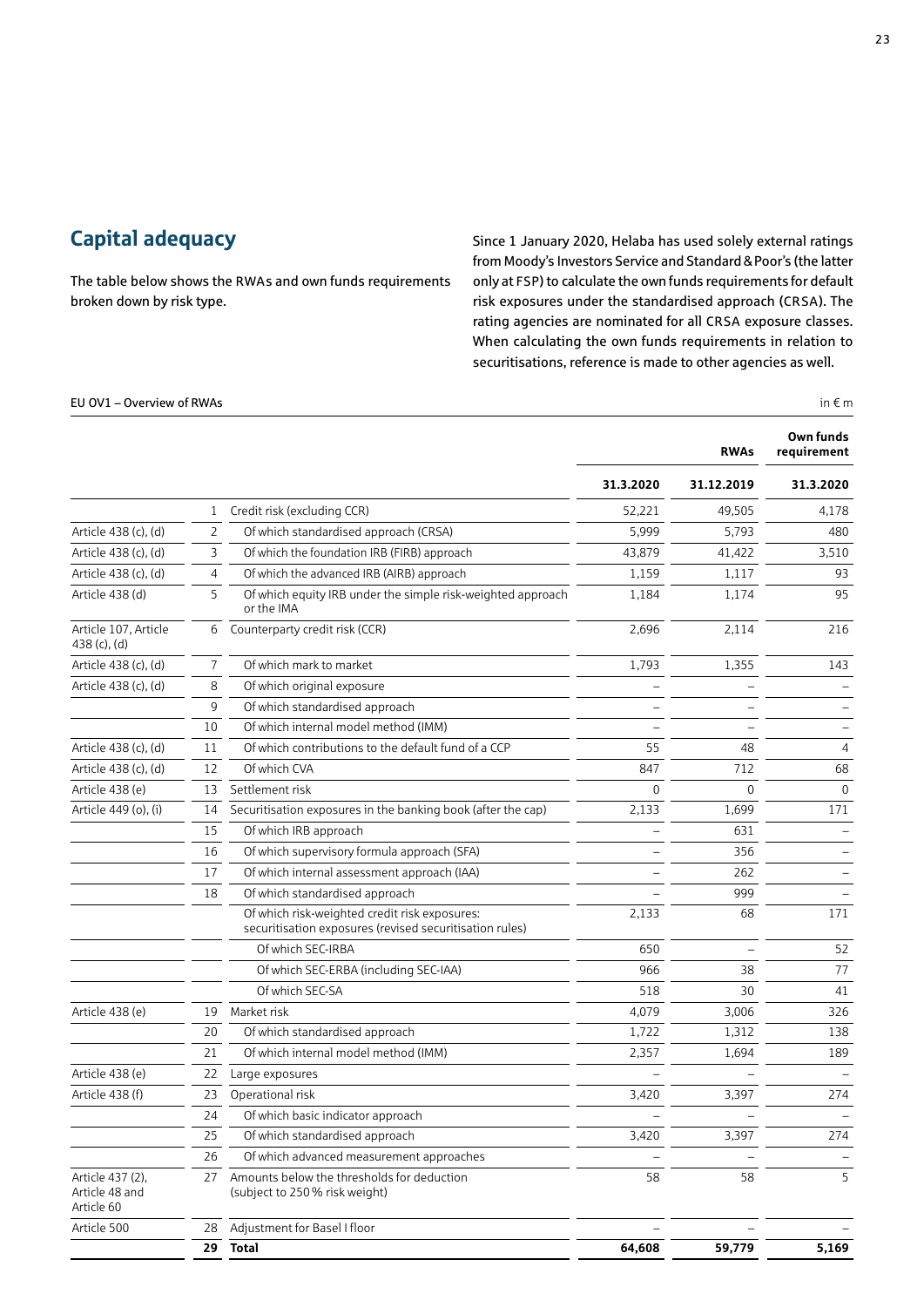## Capital adequacy

The table below shows the RWAs and own funds requirements broken down by risk type.

Since 1 January 2020, Helaba has used solely external ratings from Moody's Investors Service and Standard & Poor's (the latter only at FSP) to calculate the own funds requirements for default risk exposures under the standardised approach (CRSA). The rating agencies are nominated for all CRSA exposure classes. When calculating the own funds requirements in relation to securitisations, reference is made to other agencies as well.

EU OV1 – Overview of RWAs

in € m

| | | | RWAs | | Own funds requirement |
|---|---|---|---|---|---|
| | | | 31.3.2020 | 31.12.2019 | 31.3.2020 |
| | 1 | Credit risk (excluding CCR) | 52,221 | 49,505 | 4,178 |
| Article 438 (c), (d) | 2 | Of which standardised approach (CRSA) | 5,999 | 5,793 | 480 |
| Article 438 (c), (d) | 3 | Of which the foundation IRB (FIRB) approach | 43,879 | 41,422 | 3,510 |
| Article 438 (c), (d) | 4 | Of which the advanced IRB (AIRB) approach | 1,159 | 1,117 | 93 |
| Article 438 (d) | 5 | Of which equity IRB under the simple risk-weighted approach or the IMA | 1,184 | 1,174 | 95 |
| Article 107, Article 438 (c), (d) | 6 | Counterparty credit risk (CCR) | 2,696 | 2,114 | 216 |
| Article 438 (c), (d) | 7 | Of which mark to market | 1,793 | 1,355 | 143 |
| Article 438 (c), (d) | 8 | Of which original exposure | – | – | – |
| | 9 | Of which standardised approach | – | – | – |
| | 10 | Of which internal model method (IMM) | – | – | – |
| Article 438 (c), (d) | 11 | Of which contributions to the default fund of a CCP | 55 | 48 | 4 |
| Article 438 (c), (d) | 12 | Of which CVA | 847 | 712 | 68 |
| Article 438 (e) | 13 | Settlement risk | 0 | 0 | 0 |
| Article 449 (o), (i) | 14 | Securitisation exposures in the banking book (after the cap) | 2,133 | 1,699 | 171 |
| | 15 | Of which IRB approach | – | 631 | – |
| | 16 | Of which supervisory formula approach (SFA) | – | 356 | – |
| | 17 | Of which internal assessment approach (IAA) | – | 262 | – |
| | 18 | Of which standardised approach | – | 999 | – |
| | | Of which risk-weighted credit risk exposures: securitisation exposures (revised securitisation rules) | 2,133 | 68 | 171 |
| | | Of which SEC-IRBA | 650 | – | 52 |
| | | Of which SEC-ERBA (including SEC-IAA) | 966 | 38 | 77 |
| | | Of which SEC-SA | 518 | 30 | 41 |
| Article 438 (e) | 19 | Market risk | 4,079 | 3,006 | 326 |
| | 20 | Of which standardised approach | 1,722 | 1,312 | 138 |
| | 21 | Of which internal model method (IMM) | 2,357 | 1,694 | 189 |
| Article 438 (e) | 22 | Large exposures | – | – | – |
| Article 438 (f) | 23 | Operational risk | 3,420 | 3,397 | 274 |
| | 24 | Of which basic indicator approach | – | – | – |
| | 25 | Of which standardised approach | 3,420 | 3,397 | 274 |
| | 26 | Of which advanced measurement approaches | – | – | – |
| Article 437 (2), Article 48 and Article 60 | 27 | Amounts below the thresholds for deduction (subject to 250 % risk weight) | 58 | 58 | 5 |
| Article 500 | 28 | Adjustment for Basel I floor | – | – | – |
| | **29** | **Total** | **64,608** | **59,779** | **5,169** |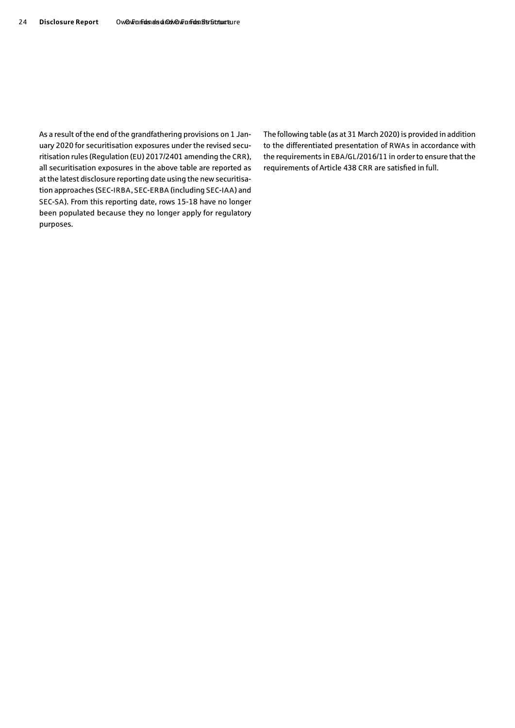As a result of the end of the grandfathering provisions on 1 January 2020 for securitisation exposures under the revised securitisation rules (Regulation (EU) 2017/2401 amending the CRR), all securitisation exposures in the above table are reported as at the latest disclosure reporting date using the new securitisation approaches (SEC-IRBA, SEC-ERBA (including SEC-IAA) and SEC-SA). From this reporting date, rows 15-18 have no longer been populated because they no longer apply for regulatory purposes.

The following table (as at 31 March 2020) is provided in addition to the differentiated presentation of RWAs in accordance with the requirements in EBA/GL/2016/11 in order to ensure that the requirements of Article 438 CRR are satisfied in full.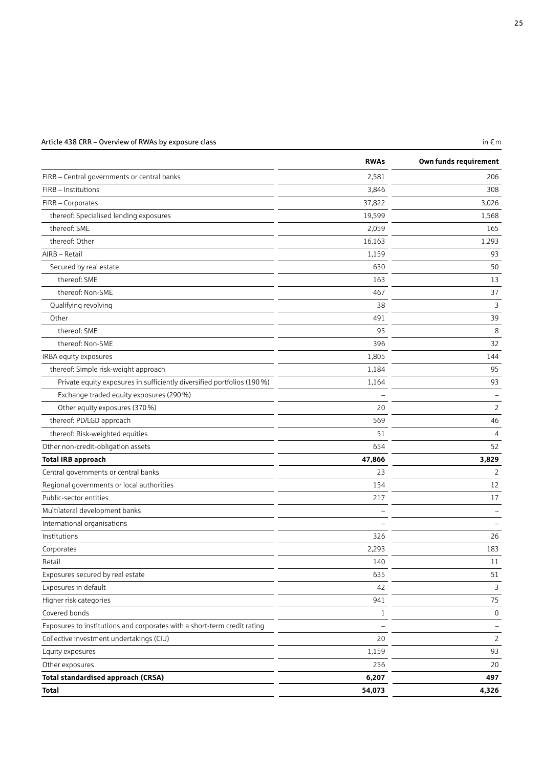**Article 438 CRR – Overview of RWAs by exposure class** in € m

| | RWAs | Own funds requirement |
|---|---|---|
| FIRB – Central governments or central banks | 2,581 | 206 |
| FIRB – Institutions | 3,846 | 308 |
| FIRB – Corporates | 37,822 | 3,026 |
| thereof: Specialised lending exposures | 19,599 | 1,568 |
| thereof: SME | 2,059 | 165 |
| thereof: Other | 16,163 | 1,293 |
| AIRB – Retail | 1,159 | 93 |
| Secured by real estate | 630 | 50 |
| thereof: SME | 163 | 13 |
| thereof: Non-SME | 467 | 37 |
| Qualifying revolving | 38 | 3 |
| Other | 491 | 39 |
| thereof: SME | 95 | 8 |
| thereof: Non-SME | 396 | 32 |
| IRBA equity exposures | 1,805 | 144 |
| thereof: Simple risk-weight approach | 1,184 | 95 |
| Private equity exposures in sufficiently diversified portfolios (190 %) | 1,164 | 93 |
| Exchange traded equity exposures (290 %) | – | – |
| Other equity exposures (370 %) | 20 | 2 |
| thereof: PD/LGD approach | 569 | 46 |
| thereof: Risk-weighted equities | 51 | 4 |
| Other non-credit-obligation assets | 654 | 52 |
| **Total IRB approach** | **47,866** | **3,829** |
| Central governments or central banks | 23 | 2 |
| Regional governments or local authorities | 154 | 12 |
| Public-sector entities | 217 | 17 |
| Multilateral development banks | – | – |
| International organisations | – | – |
| Institutions | 326 | 26 |
| Corporates | 2,293 | 183 |
| Retail | 140 | 11 |
| Exposures secured by real estate | 635 | 51 |
| Exposures in default | 42 | 3 |
| Higher risk categories | 941 | 75 |
| Covered bonds | 1 | 0 |
| Exposures to institutions and corporates with a short-term credit rating | – | – |
| Collective investment undertakings (CIU) | 20 | 2 |
| Equity exposures | 1,159 | 93 |
| Other exposures | 256 | 20 |
| **Total standardised approach (CRSA)** | **6,207** | **497** |
| **Total** | **54,073** | **4,326** |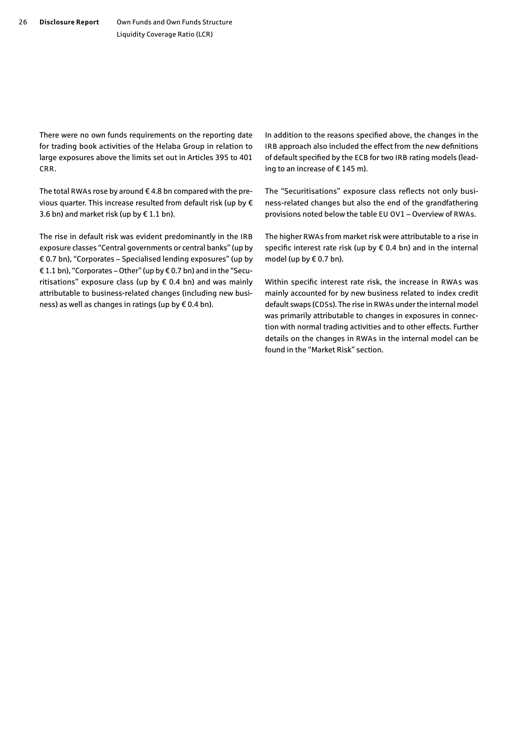There were no own funds requirements on the reporting date for trading book activities of the Helaba Group in relation to large exposures above the limits set out in Articles 395 to 401 CRR.

The total RWAs rose by around € 4.8 bn compared with the previous quarter. This increase resulted from default risk (up by € 3.6 bn) and market risk (up by € 1.1 bn).

The rise in default risk was evident predominantly in the IRB exposure classes "Central governments or central banks" (up by € 0.7 bn), "Corporates – Specialised lending exposures" (up by € 1.1 bn), "Corporates – Other" (up by € 0.7 bn) and in the "Securitisations" exposure class (up by € 0.4 bn) and was mainly attributable to business-related changes (including new business) as well as changes in ratings (up by € 0.4 bn).

In addition to the reasons specified above, the changes in the IRB approach also included the effect from the new definitions of default specified by the ECB for two IRB rating models (leading to an increase of € 145 m).

The "Securitisations" exposure class reflects not only business-related changes but also the end of the grandfathering provisions noted below the table EU OV1 – Overview of RWAs.

The higher RWAs from market risk were attributable to a rise in specific interest rate risk (up by € 0.4 bn) and in the internal model (up by € 0.7 bn).

Within specific interest rate risk, the increase in RWAs was mainly accounted for by new business related to index credit default swaps (CDSs). The rise in RWAs under the internal model was primarily attributable to changes in exposures in connection with normal trading activities and to other effects. Further details on the changes in RWAs in the internal model can be found in the "Market Risk" section.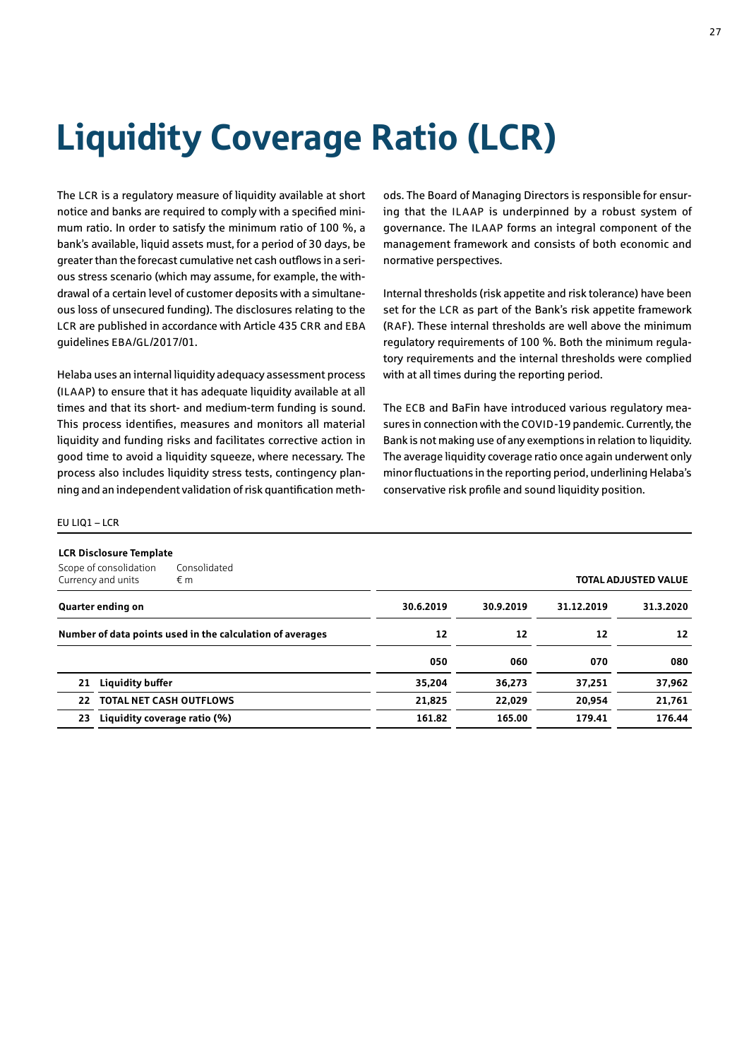# Liquidity Coverage Ratio (LCR)

The LCR is a regulatory measure of liquidity available at short notice and banks are required to comply with a specified minimum ratio. In order to satisfy the minimum ratio of 100 %, a bank's available, liquid assets must, for a period of 30 days, be greater than the forecast cumulative net cash outflows in a serious stress scenario (which may assume, for example, the withdrawal of a certain level of customer deposits with a simultaneous loss of unsecured funding). The disclosures relating to the LCR are published in accordance with Article 435 CRR and EBA guidelines EBA/GL/2017/01.

Helaba uses an internal liquidity adequacy assessment process (ILAAP) to ensure that it has adequate liquidity available at all times and that its short- and medium-term funding is sound. This process identifies, measures and monitors all material liquidity and funding risks and facilitates corrective action in good time to avoid a liquidity squeeze, where necessary. The process also includes liquidity stress tests, contingency planning and an independent validation of risk quantification methods. The Board of Managing Directors is responsible for ensuring that the ILAAP is underpinned by a robust system of governance. The ILAAP forms an integral component of the management framework and consists of both economic and normative perspectives.

Internal thresholds (risk appetite and risk tolerance) have been set for the LCR as part of the Bank's risk appetite framework (RAF). These internal thresholds are well above the minimum regulatory requirements of 100 %. Both the minimum regulatory requirements and the internal thresholds were complied with at all times during the reporting period.

The ECB and BaFin have introduced various regulatory measures in connection with the COVID-19 pandemic. Currently, the Bank is not making use of any exemptions in relation to liquidity. The average liquidity coverage ratio once again underwent only minor fluctuations in the reporting period, underlining Helaba's conservative risk profile and sound liquidity position.

EU LIQ1 – LCR

**LCR Disclosure Template**

Scope of consolidation: Consolidated
Currency and units: € m

| | | TOTAL ADJUSTED VALUE | | | |
|---|---|---|---|---|---|
| **Quarter ending on** | | **30.6.2019** | **30.9.2019** | **31.12.2019** | **31.3.2020** |
| **Number of data points used in the calculation of averages** | | **12** | **12** | **12** | **12** |
| | | **050** | **060** | **070** | **080** |
| **21** | **Liquidity buffer** | **35,204** | **36,273** | **37,251** | **37,962** |
| **22** | **TOTAL NET CASH OUTFLOWS** | **21,825** | **22,029** | **20,954** | **21,761** |
| **23** | **Liquidity coverage ratio (%)** | **161.82** | **165.00** | **179.41** | **176.44** |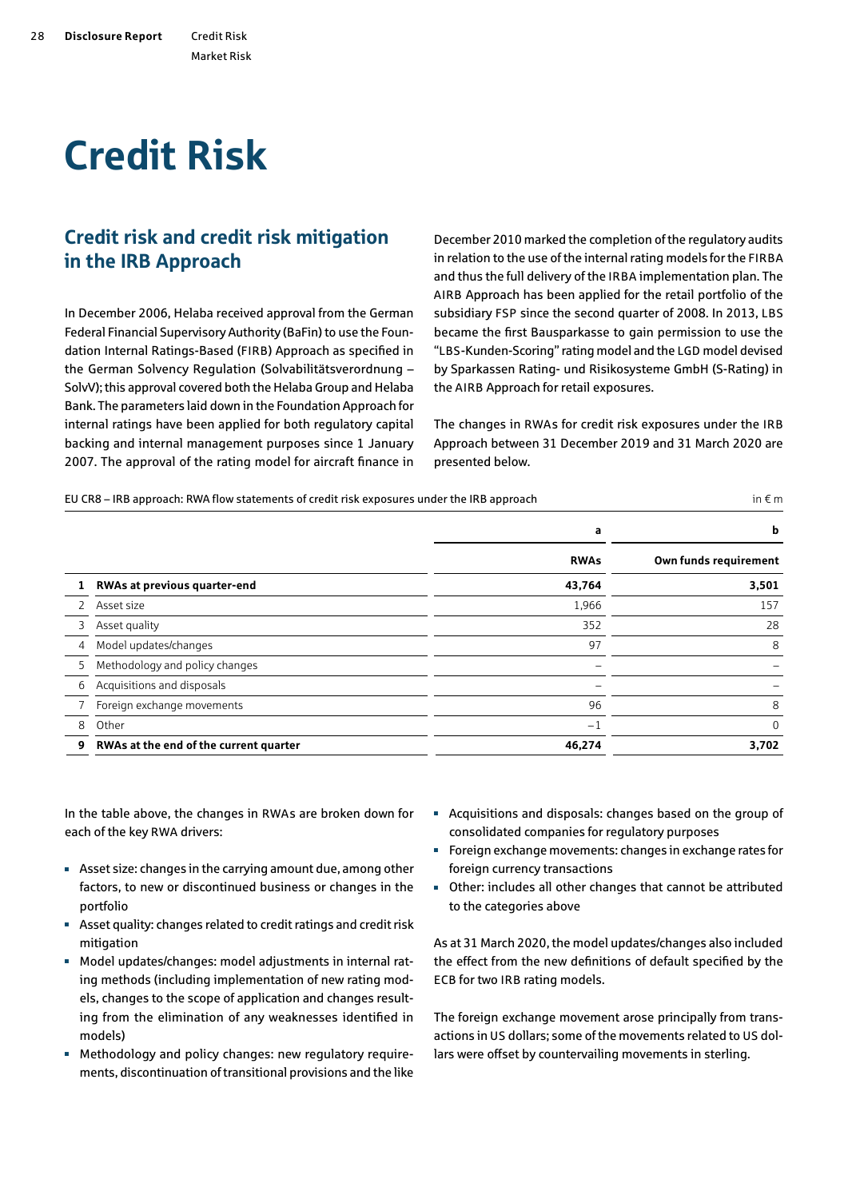# Credit Risk

## Credit risk and credit risk mitigation in the IRB Approach

In December 2006, Helaba received approval from the German Federal Financial Supervisory Authority (BaFin) to use the Foundation Internal Ratings-Based (FIRB) Approach as specified in the German Solvency Regulation (Solvabilitätsverordnung – SolvV); this approval covered both the Helaba Group and Helaba Bank. The parameters laid down in the Foundation Approach for internal ratings have been applied for both regulatory capital backing and internal management purposes since 1 January 2007. The approval of the rating model for aircraft finance in December 2010 marked the completion of the regulatory audits in relation to the use of the internal rating models for the FIRBA and thus the full delivery of the IRBA implementation plan. The AIRB Approach has been applied for the retail portfolio of the subsidiary FSP since the second quarter of 2008. In 2013, LBS became the first Bausparkasse to gain permission to use the "LBS-Kunden-Scoring" rating model and the LGD model devised by Sparkassen Rating- und Risikosysteme GmbH (S-Rating) in the AIRB Approach for retail exposures.

The changes in RWAs for credit risk exposures under the IRB Approach between 31 December 2019 and 31 March 2020 are presented below.

EU CR8 – IRB approach: RWA flow statements of credit risk exposures under the IRB approach

in € m

| | | a | b |
|---|---|---|---|
| | | **RWAs** | **Own funds requirement** |
| **1** | **RWAs at previous quarter-end** | **43,764** | **3,501** |
| 2 | Asset size | 1,966 | 157 |
| 3 | Asset quality | 352 | 28 |
| 4 | Model updates/changes | 97 | 8 |
| 5 | Methodology and policy changes | – | – |
| 6 | Acquisitions and disposals | – | – |
| 7 | Foreign exchange movements | 96 | 8 |
| 8 | Other | −1 | 0 |
| **9** | **RWAs at the end of the current quarter** | **46,274** | **3,702** |

In the table above, the changes in RWAs are broken down for each of the key RWA drivers:

- Asset size: changes in the carrying amount due, among other factors, to new or discontinued business or changes in the portfolio
- Asset quality: changes related to credit ratings and credit risk mitigation
- Model updates/changes: model adjustments in internal rating methods (including implementation of new rating models, changes to the scope of application and changes resulting from the elimination of any weaknesses identified in models)
- Methodology and policy changes: new regulatory requirements, discontinuation of transitional provisions and the like
- Acquisitions and disposals: changes based on the group of consolidated companies for regulatory purposes
- Foreign exchange movements: changes in exchange rates for foreign currency transactions
- Other: includes all other changes that cannot be attributed to the categories above

As at 31 March 2020, the model updates/changes also included the effect from the new definitions of default specified by the ECB for two IRB rating models.

The foreign exchange movement arose principally from transactions in US dollars; some of the movements related to US dollars were offset by countervailing movements in sterling.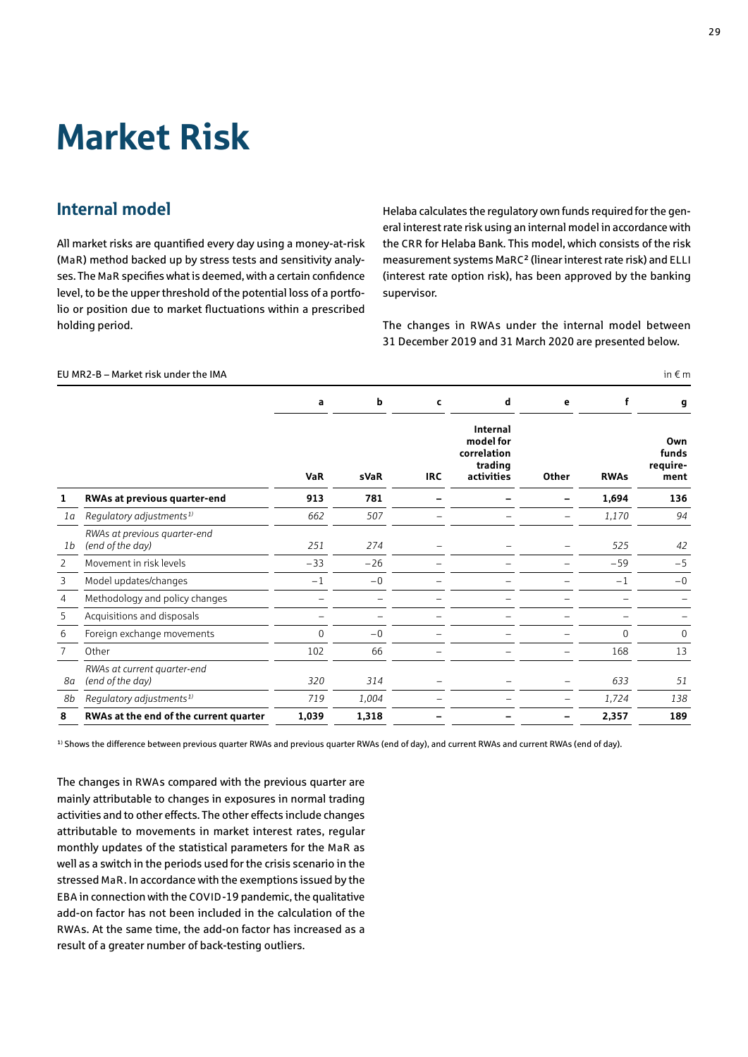# Market Risk

## Internal model

All market risks are quantified every day using a money-at-risk (MaR) method backed up by stress tests and sensitivity analyses. The MaR specifies what is deemed, with a certain confidence level, to be the upper threshold of the potential loss of a portfolio or position due to market fluctuations within a prescribed holding period.

Helaba calculates the regulatory own funds required for the general interest rate risk using an internal model in accordance with the CRR for Helaba Bank. This model, which consists of the risk measurement systems MaRC² (linear interest rate risk) and ELLI (interest rate option risk), has been approved by the banking supervisor.

The changes in RWAs under the internal model between 31 December 2019 and 31 March 2020 are presented below.

EU MR2-B – Market risk under the IMA

in € m

| | | a | b | c | d | e | f | g |
|---|---|---|---|---|---|---|---|---|
| | | VaR | sVaR | IRC | Internal model for correlation trading activities | Other | RWAs | Own funds require-ment |
| **1** | **RWAs at previous quarter-end** | **913** | **781** | **–** | **–** | **–** | **1,694** | **136** |
| *1a* | *Regulatory adjustments[1)]* | *662* | *507* | – | – | – | *1,170* | *94* |
| *1b* | *RWAs at previous quarter-end (end of the day)* | *251* | *274* | – | – | – | *525* | *42* |
| 2 | Movement in risk levels | −33 | −26 | – | – | – | −59 | −5 |
| 3 | Model updates/changes | −1 | −0 | – | – | – | −1 | −0 |
| 4 | Methodology and policy changes | – | – | – | – | – | – | – |
| 5 | Acquisitions and disposals | – | – | – | – | – | – | – |
| 6 | Foreign exchange movements | 0 | −0 | – | – | – | 0 | 0 |
| 7 | Other | 102 | 66 | – | – | – | 168 | 13 |
| *8a* | *RWAs at current quarter-end (end of the day)* | *320* | *314* | – | – | – | *633* | *51* |
| *8b* | *Regulatory adjustments[1)]* | *719* | *1,004* | – | – | – | *1,724* | *138* |
| **8** | **RWAs at the end of the current quarter** | **1,039** | **1,318** | **–** | **–** | **–** | **2,357** | **189** |

[1)] Shows the difference between previous quarter RWAs and previous quarter RWAs (end of day), and current RWAs and current RWAs (end of day).

The changes in RWAs compared with the previous quarter are mainly attributable to changes in exposures in normal trading activities and to other effects. The other effects include changes attributable to movements in market interest rates, regular monthly updates of the statistical parameters for the MaR as well as a switch in the periods used for the crisis scenario in the stressed MaR. In accordance with the exemptions issued by the EBA in connection with the COVID-19 pandemic, the qualitative add-on factor has not been included in the calculation of the RWAs. At the same time, the add-on factor has increased as a result of a greater number of back-testing outliers.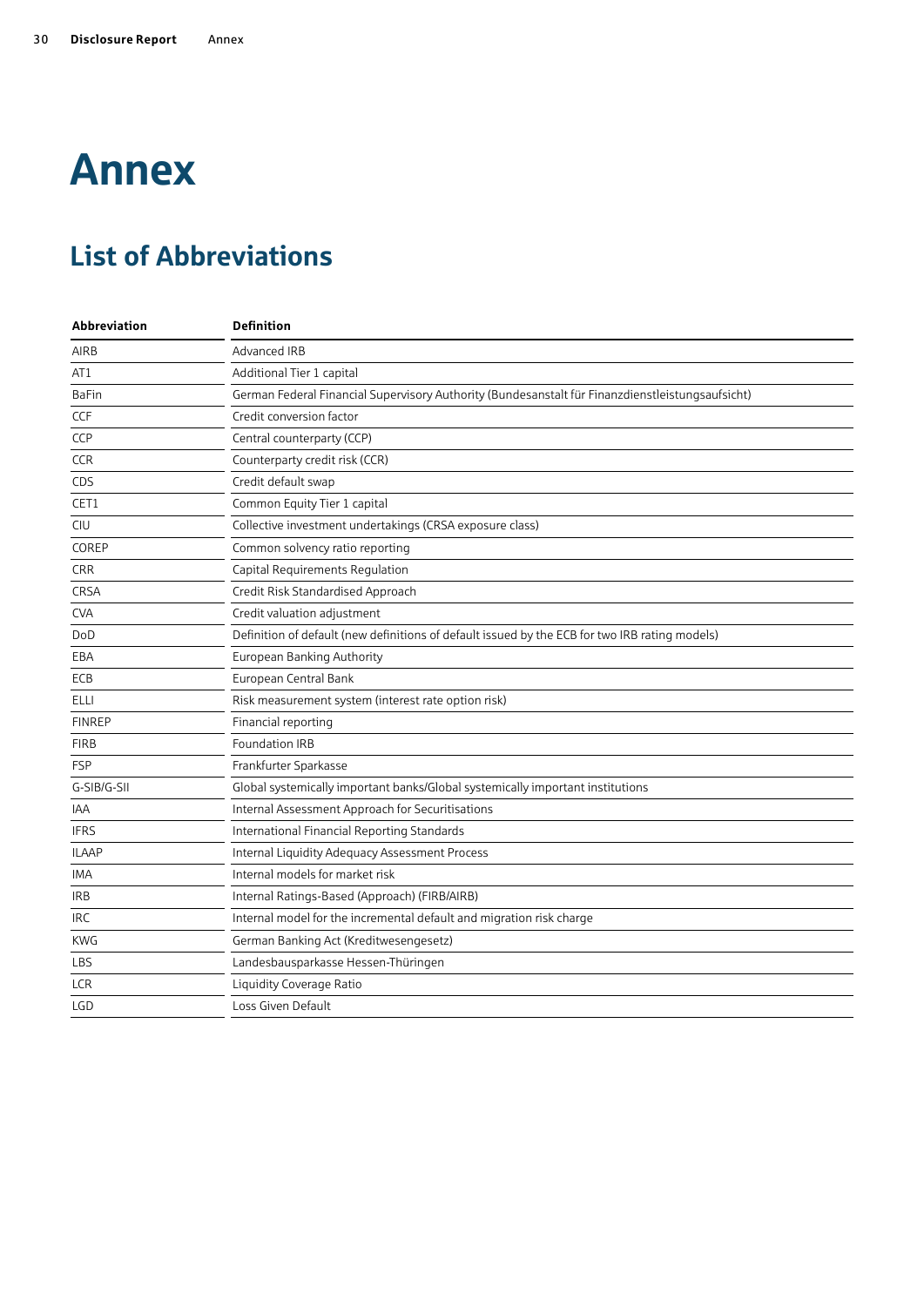# Annex

## List of Abbreviations

| Abbreviation | Definition |
|---|---|
| AIRB | Advanced IRB |
| AT1 | Additional Tier 1 capital |
| BaFin | German Federal Financial Supervisory Authority (Bundesanstalt für Finanzdienstleistungsaufsicht) |
| CCF | Credit conversion factor |
| CCP | Central counterparty (CCP) |
| CCR | Counterparty credit risk (CCR) |
| CDS | Credit default swap |
| CET1 | Common Equity Tier 1 capital |
| CIU | Collective investment undertakings (CRSA exposure class) |
| COREP | Common solvency ratio reporting |
| CRR | Capital Requirements Regulation |
| CRSA | Credit Risk Standardised Approach |
| CVA | Credit valuation adjustment |
| DoD | Definition of default (new definitions of default issued by the ECB for two IRB rating models) |
| EBA | European Banking Authority |
| ECB | European Central Bank |
| ELLI | Risk measurement system (interest rate option risk) |
| FINREP | Financial reporting |
| FIRB | Foundation IRB |
| FSP | Frankfurter Sparkasse |
| G-SIB/G-SII | Global systemically important banks/Global systemically important institutions |
| IAA | Internal Assessment Approach for Securitisations |
| IFRS | International Financial Reporting Standards |
| ILAAP | Internal Liquidity Adequacy Assessment Process |
| IMA | Internal models for market risk |
| IRB | Internal Ratings-Based (Approach) (FIRB/AIRB) |
| IRC | Internal model for the incremental default and migration risk charge |
| KWG | German Banking Act (Kreditwesengesetz) |
| LBS | Landesbausparkasse Hessen-Thüringen |
| LCR | Liquidity Coverage Ratio |
| LGD | Loss Given Default |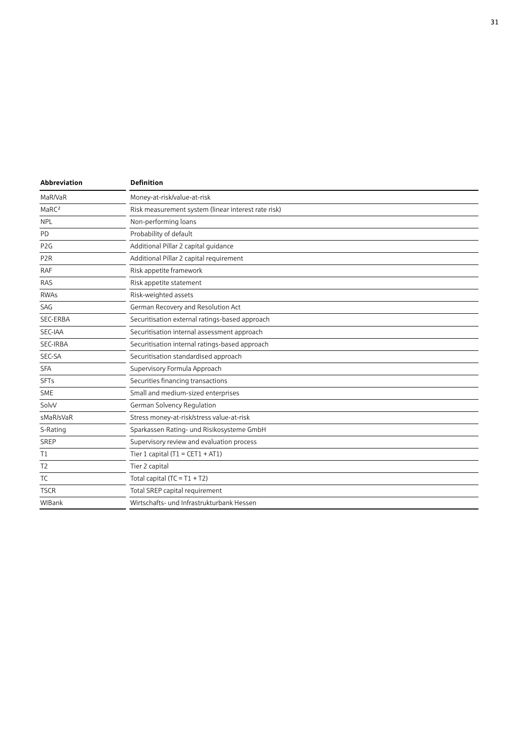| Abbreviation | Definition |
|---|---|
| MaR/VaR | Money-at-risk/value-at-risk |
| MaRC² | Risk measurement system (linear interest rate risk) |
| NPL | Non-performing loans |
| PD | Probability of default |
| P2G | Additional Pillar 2 capital guidance |
| P2R | Additional Pillar 2 capital requirement |
| RAF | Risk appetite framework |
| RAS | Risk appetite statement |
| RWAs | Risk-weighted assets |
| SAG | German Recovery and Resolution Act |
| SEC-ERBA | Securitisation external ratings-based approach |
| SEC-IAA | Securitisation internal assessment approach |
| SEC-IRBA | Securitisation internal ratings-based approach |
| SEC-SA | Securitisation standardised approach |
| SFA | Supervisory Formula Approach |
| SFTs | Securities financing transactions |
| SME | Small and medium-sized enterprises |
| SolvV | German Solvency Regulation |
| sMaR/sVaR | Stress money-at-risk/stress value-at-risk |
| S-Rating | Sparkassen Rating- und Risikosysteme GmbH |
| SREP | Supervisory review and evaluation process |
| T1 | Tier 1 capital (T1 = CET1 + AT1) |
| T2 | Tier 2 capital |
| TC | Total capital (TC = T1 + T2) |
| TSCR | Total SREP capital requirement |
| WIBank | Wirtschafts- und Infrastrukturbank Hessen |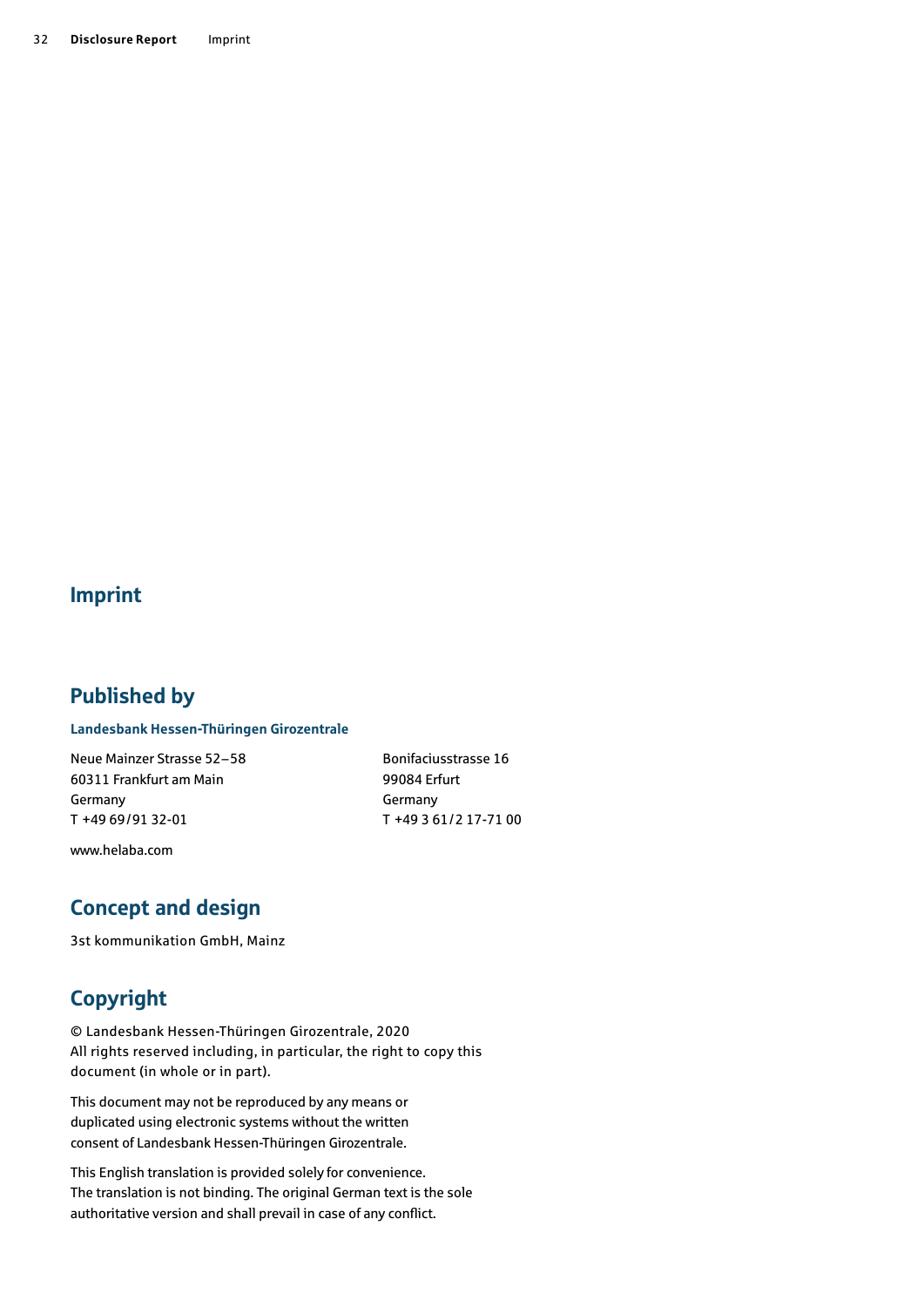# Imprint

## Published by

**Landesbank Hessen-Thüringen Girozentrale**

Neue Mainzer Strasse 52–58
60311 Frankfurt am Main
Germany
T +49 69/91 32-01

Bonifaciusstrasse 16
99084 Erfurt
Germany
T +49 3 61/2 17-71 00

www.helaba.com

## Concept and design

3st kommunikation GmbH, Mainz

## Copyright

© Landesbank Hessen-Thüringen Girozentrale, 2020
All rights reserved including, in particular, the right to copy this document (in whole or in part).

This document may not be reproduced by any means or duplicated using electronic systems without the written consent of Landesbank Hessen-Thüringen Girozentrale.

This English translation is provided solely for convenience. The translation is not binding. The original German text is the sole authoritative version and shall prevail in case of any conflict.